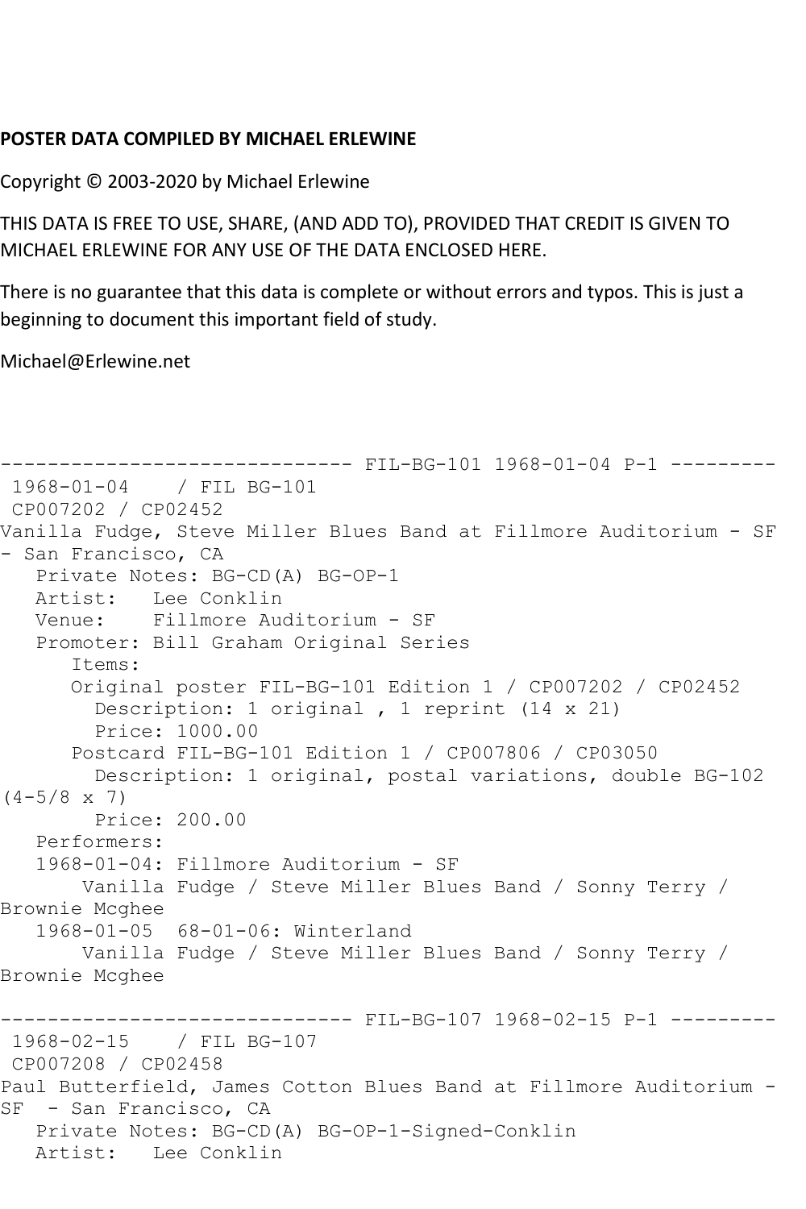**POSTER DATA COMPILED BY MICHAEL ERLEWINE**

Copyright © 2003-2020 by Michael Erlewine

THIS DATA IS FREE TO USE, SHARE, (AND ADD TO), PROVIDED THAT CREDIT IS GIVEN TO MICHAEL ERLEWINE FOR ANY USE OF THE DATA ENCLOSED HERE.

There is no guarantee that this data is complete or without errors and typos. This is just a beginning to document this important field of study.

Michael@Erlewine.net

```
------------------------------ FIL-BG-101 1968-01-04 P-1 ---------
 1968-01-04    / FIL BG-101
 CP007202 / CP02452
Vanilla Fudge, Steve Miller Blues Band at Fillmore Auditorium - SF
- San Francisco, CA
   Private Notes: BG-CD(A) BG-OP-1
   Artist:   Lee Conklin
   Venue:    Fillmore Auditorium - SF
   Promoter: Bill Graham Original Series
      Items:
      Original poster FIL-BG-101 Edition 1 / CP007202 / CP02452
        Description: 1 original , 1 reprint (14 x 21)
        Price: 1000.00
      Postcard FIL-BG-101 Edition 1 / CP007806 / CP03050
        Description: 1 original, postal variations, double BG-102
(4-5/8 x 7)
        Price: 200.00
   Performers:
   1968-01-04: Fillmore Auditorium - SF
       Vanilla Fudge / Steve Miller Blues Band / Sonny Terry /
Brownie Mcghee
   1968-01-05  68-01-06: Winterland
       Vanilla Fudge / Steve Miller Blues Band / Sonny Terry /
Brownie Mcghee

------------------------------ FIL-BG-107 1968-02-15 P-1 ---------
 1968-02-15    / FIL BG-107
 CP007208 / CP02458
Paul Butterfield, James Cotton Blues Band at Fillmore Auditorium -
SF  - San Francisco, CA
   Private Notes: BG-CD(A) BG-OP-1-Signed-Conklin
   Artist:   Lee Conklin
```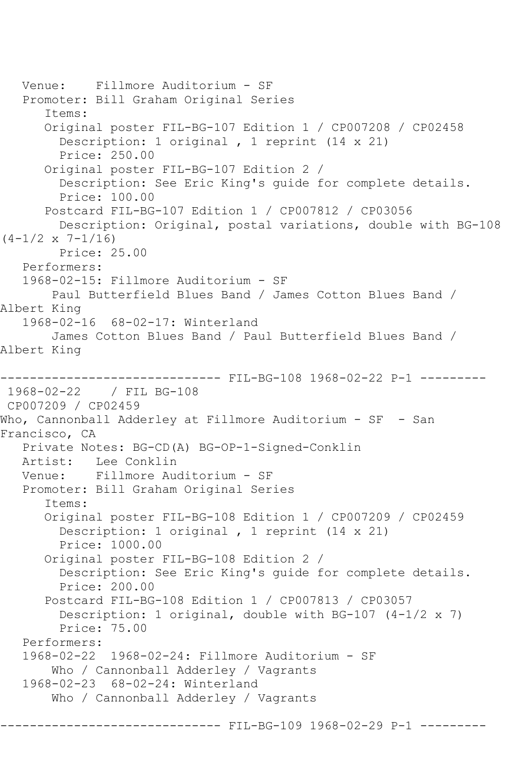Venue:    Fillmore Auditorium - SF
   Promoter: Bill Graham Original Series
      Items:
      Original poster FIL-BG-107 Edition 1 / CP007208 / CP02458
        Description: 1 original , 1 reprint (14 x 21)
        Price: 250.00
      Original poster FIL-BG-107 Edition 2 /
        Description: See Eric King's guide for complete details.
        Price: 100.00
      Postcard FIL-BG-107 Edition 1 / CP007812 / CP03056
        Description: Original, postal variations, double with BG-108 (4-1/2 x 7-1/16)
        Price: 25.00
   Performers:
   1968-02-15: Fillmore Auditorium - SF
       Paul Butterfield Blues Band / James Cotton Blues Band / Albert King
   1968-02-16  68-02-17: Winterland
       James Cotton Blues Band / Paul Butterfield Blues Band / Albert King

------------------------------ FIL-BG-108 1968-02-22 P-1 ---------

1968-02-22    / FIL BG-108
CP007209 / CP02459
Who, Cannonball Adderley at Fillmore Auditorium - SF  - San Francisco, CA
   Private Notes: BG-CD(A) BG-OP-1-Signed-Conklin
   Artist:   Lee Conklin
   Venue:    Fillmore Auditorium - SF
   Promoter: Bill Graham Original Series
      Items:
      Original poster FIL-BG-108 Edition 1 / CP007209 / CP02459
        Description: 1 original , 1 reprint (14 x 21)
        Price: 1000.00
      Original poster FIL-BG-108 Edition 2 /
        Description: See Eric King's guide for complete details.
        Price: 200.00
      Postcard FIL-BG-108 Edition 1 / CP007813 / CP03057
        Description: 1 original, double with BG-107 (4-1/2 x 7)
        Price: 75.00
   Performers:
   1968-02-22  1968-02-24: Fillmore Auditorium - SF
       Who / Cannonball Adderley / Vagrants
   1968-02-23  68-02-24: Winterland
       Who / Cannonball Adderley / Vagrants

------------------------------ FIL-BG-109 1968-02-29 P-1 ---------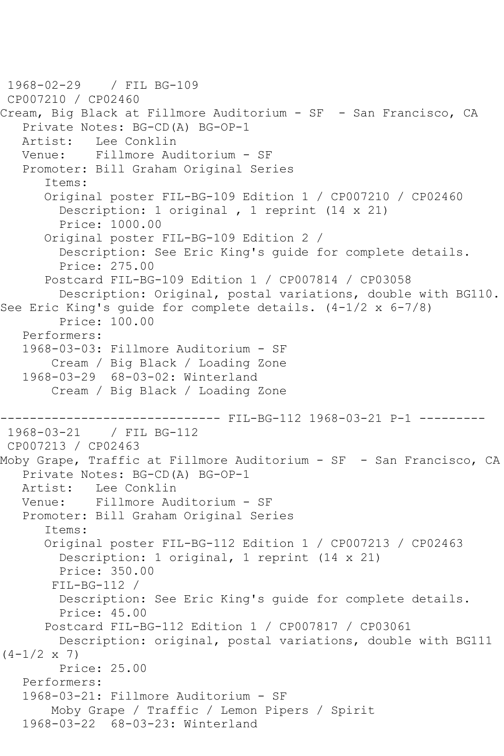1968-02-29 / FIL BG-109
CP007210 / CP02460
Cream, Big Black at Fillmore Auditorium - SF - San Francisco, CA

Private Notes: BG-CD(A) BG-OP-1
Artist: Lee Conklin
Venue: Fillmore Auditorium - SF
Promoter: Bill Graham Original Series

Items:

Original poster FIL-BG-109 Edition 1 / CP007210 / CP02460
Description: 1 original , 1 reprint (14 x 21)
Price: 1000.00

Original poster FIL-BG-109 Edition 2 /
Description: See Eric King's guide for complete details.
Price: 275.00

Postcard FIL-BG-109 Edition 1 / CP007814 / CP03058
Description: Original, postal variations, double with BG110. See Eric King's guide for complete details. (4-1/2 x 6-7/8)
Price: 100.00

Performers:

1968-03-03: Fillmore Auditorium - SF
Cream / Big Black / Loading Zone

1968-03-29 68-03-02: Winterland
Cream / Big Black / Loading Zone

------------------------------ FIL-BG-112 1968-03-21 P-1 ---------

1968-03-21 / FIL BG-112
CP007213 / CP02463
Moby Grape, Traffic at Fillmore Auditorium - SF - San Francisco, CA

Private Notes: BG-CD(A) BG-OP-1
Artist: Lee Conklin
Venue: Fillmore Auditorium - SF
Promoter: Bill Graham Original Series

Items:

Original poster FIL-BG-112 Edition 1 / CP007213 / CP02463
Description: 1 original, 1 reprint (14 x 21)
Price: 350.00

FIL-BG-112 /
Description: See Eric King's guide for complete details.
Price: 45.00

Postcard FIL-BG-112 Edition 1 / CP007817 / CP03061
Description: original, postal variations, double with BG111 (4-1/2 x 7)
Price: 25.00

Performers:

1968-03-21: Fillmore Auditorium - SF
Moby Grape / Traffic / Lemon Pipers / Spirit

1968-03-22 68-03-23: Winterland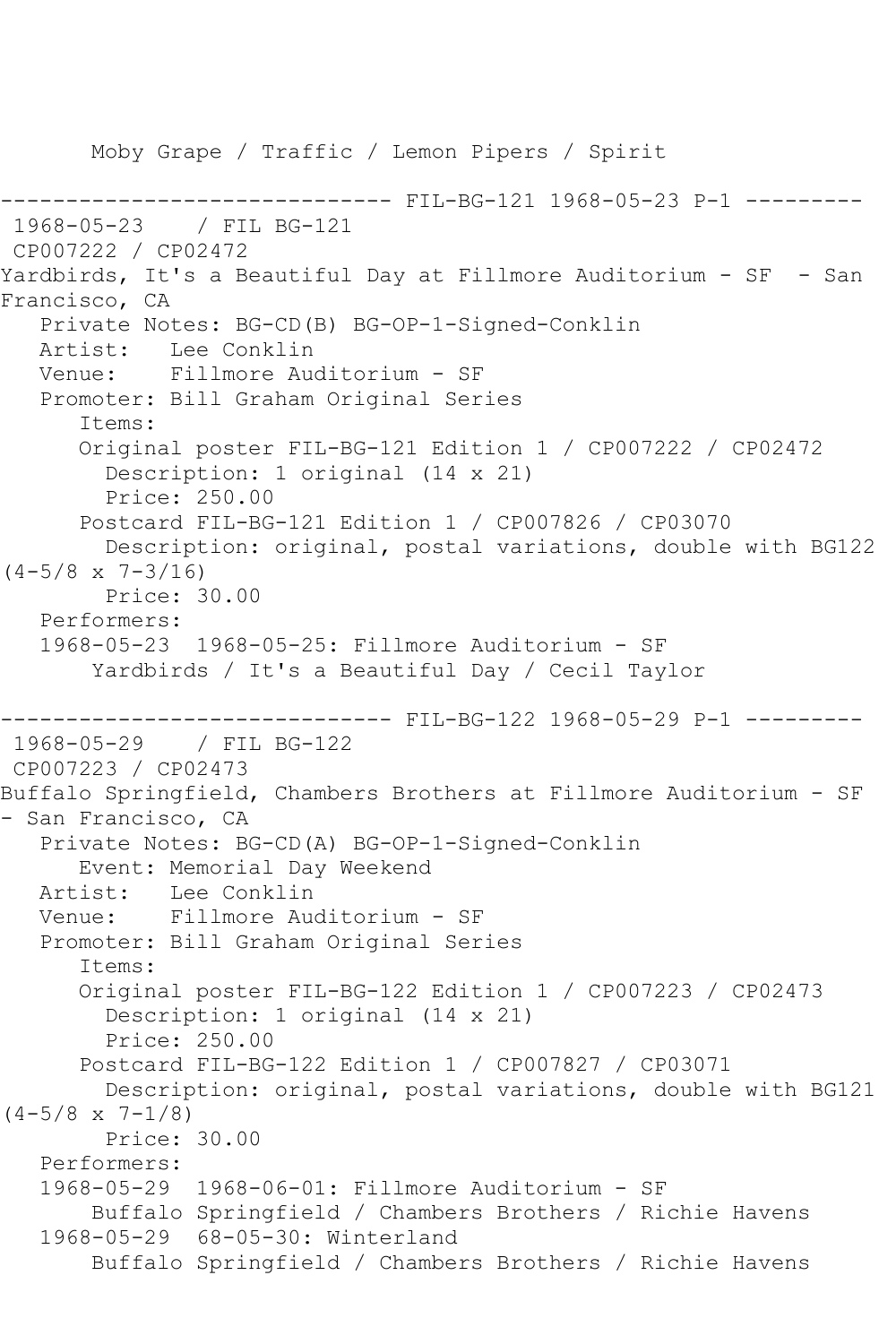Moby Grape / Traffic / Lemon Pipers / Spirit

------------------------------ FIL-BG-121 1968-05-23 P-1 ---------

1968-05-23 / FIL BG-121

CP007222 / CP02472

Yardbirds, It's a Beautiful Day at Fillmore Auditorium - SF - San Francisco, CA

Private Notes: BG-CD(B) BG-OP-1-Signed-Conklin

Artist: Lee Conklin

Venue: Fillmore Auditorium - SF

Promoter: Bill Graham Original Series

Items:

Original poster FIL-BG-121 Edition 1 / CP007222 / CP02472

Description: 1 original (14 x 21)

Price: 250.00

Postcard FIL-BG-121 Edition 1 / CP007826 / CP03070

Description: original, postal variations, double with BG122 (4-5/8 x 7-3/16)

Price: 30.00

Performers:

1968-05-23 1968-05-25: Fillmore Auditorium - SF

Yardbirds / It's a Beautiful Day / Cecil Taylor

------------------------------ FIL-BG-122 1968-05-29 P-1 ---------

1968-05-29 / FIL BG-122

CP007223 / CP02473

Buffalo Springfield, Chambers Brothers at Fillmore Auditorium - SF - San Francisco, CA

Private Notes: BG-CD(A) BG-OP-1-Signed-Conklin

Event: Memorial Day Weekend

Artist: Lee Conklin

Venue: Fillmore Auditorium - SF

Promoter: Bill Graham Original Series

Items:

Original poster FIL-BG-122 Edition 1 / CP007223 / CP02473

Description: 1 original (14 x 21)

Price: 250.00

Postcard FIL-BG-122 Edition 1 / CP007827 / CP03071

Description: original, postal variations, double with BG121 (4-5/8 x 7-1/8)

Price: 30.00

Performers:

1968-05-29 1968-06-01: Fillmore Auditorium - SF

Buffalo Springfield / Chambers Brothers / Richie Havens

1968-05-29 68-05-30: Winterland

Buffalo Springfield / Chambers Brothers / Richie Havens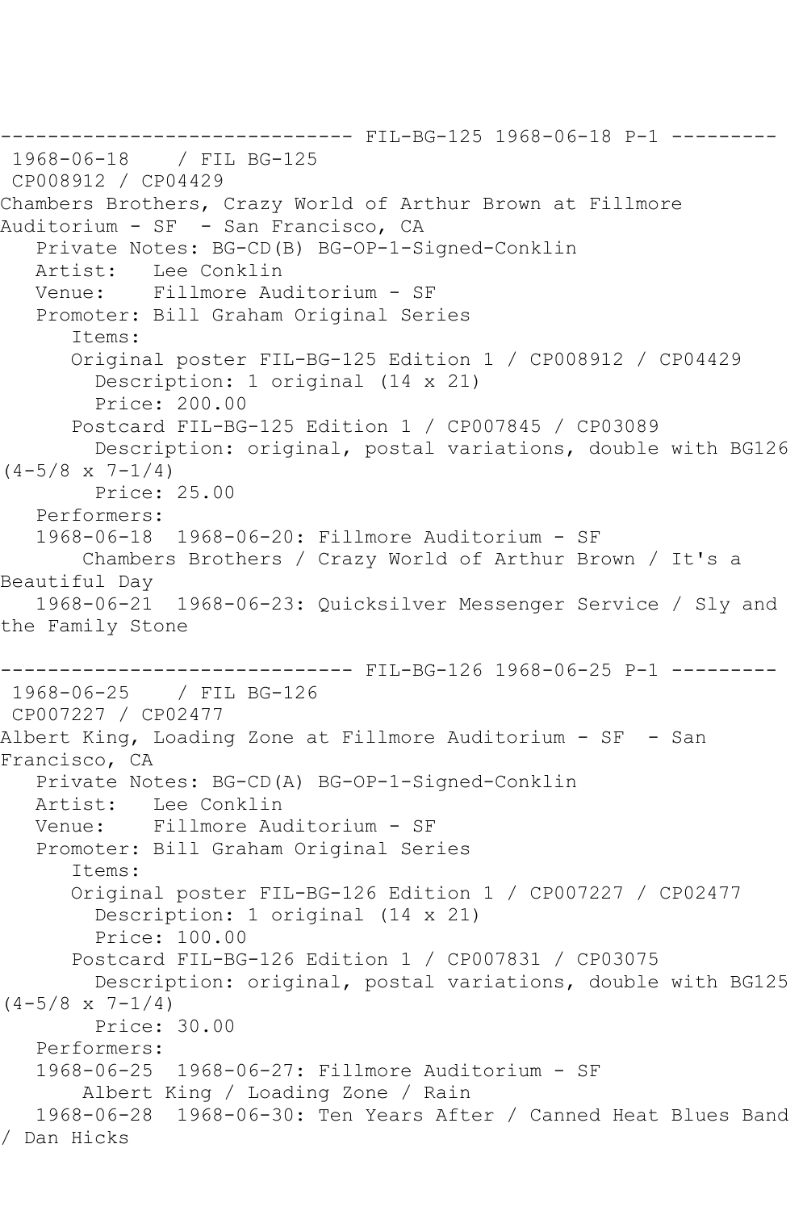------------------------------ FIL-BG-125 1968-06-18 P-1 ---------

1968-06-18 / FIL BG-125
CP008912 / CP04429
Chambers Brothers, Crazy World of Arthur Brown at Fillmore Auditorium - SF - San Francisco, CA

Private Notes: BG-CD(B) BG-OP-1-Signed-Conklin
Artist: Lee Conklin
Venue: Fillmore Auditorium - SF
Promoter: Bill Graham Original Series
Items:
Original poster FIL-BG-125 Edition 1 / CP008912 / CP04429
Description: 1 original (14 x 21)
Price: 200.00
Postcard FIL-BG-125 Edition 1 / CP007845 / CP03089
Description: original, postal variations, double with BG126 (4-5/8 x 7-1/4)
Price: 25.00
Performers:
1968-06-18 1968-06-20: Fillmore Auditorium - SF
Chambers Brothers / Crazy World of Arthur Brown / It's a Beautiful Day
1968-06-21 1968-06-23: Quicksilver Messenger Service / Sly and the Family Stone

------------------------------ FIL-BG-126 1968-06-25 P-1 ---------

1968-06-25 / FIL BG-126
CP007227 / CP02477
Albert King, Loading Zone at Fillmore Auditorium - SF - San Francisco, CA

Private Notes: BG-CD(A) BG-OP-1-Signed-Conklin
Artist: Lee Conklin
Venue: Fillmore Auditorium - SF
Promoter: Bill Graham Original Series
Items:
Original poster FIL-BG-126 Edition 1 / CP007227 / CP02477
Description: 1 original (14 x 21)
Price: 100.00
Postcard FIL-BG-126 Edition 1 / CP007831 / CP03075
Description: original, postal variations, double with BG125 (4-5/8 x 7-1/4)
Price: 30.00
Performers:
1968-06-25 1968-06-27: Fillmore Auditorium - SF
Albert King / Loading Zone / Rain
1968-06-28 1968-06-30: Ten Years After / Canned Heat Blues Band / Dan Hicks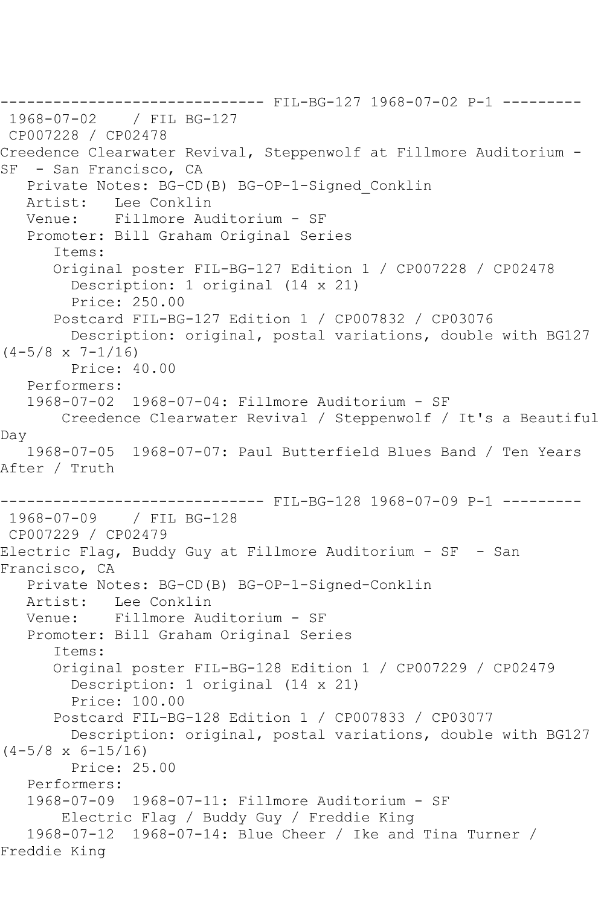------------------------------ FIL-BG-127 1968-07-02 P-1 ---------

1968-07-02 / FIL BG-127
CP007228 / CP02478
Creedence Clearwater Revival, Steppenwolf at Fillmore Auditorium - SF - San Francisco, CA

Private Notes: BG-CD(B) BG-OP-1-Signed_Conklin
Artist: Lee Conklin
Venue: Fillmore Auditorium - SF
Promoter: Bill Graham Original Series

Items:

Original poster FIL-BG-127 Edition 1 / CP007228 / CP02478
Description: 1 original (14 x 21)
Price: 250.00

Postcard FIL-BG-127 Edition 1 / CP007832 / CP03076
Description: original, postal variations, double with BG127 (4-5/8 x 7-1/16)
Price: 40.00

Performers:

1968-07-02 1968-07-04: Fillmore Auditorium - SF
Creedence Clearwater Revival / Steppenwolf / It's a Beautiful Day

1968-07-05 1968-07-07: Paul Butterfield Blues Band / Ten Years After / Truth

------------------------------ FIL-BG-128 1968-07-09 P-1 ---------

1968-07-09 / FIL BG-128
CP007229 / CP02479
Electric Flag, Buddy Guy at Fillmore Auditorium - SF - San Francisco, CA

Private Notes: BG-CD(B) BG-OP-1-Signed-Conklin
Artist: Lee Conklin
Venue: Fillmore Auditorium - SF
Promoter: Bill Graham Original Series

Items:

Original poster FIL-BG-128 Edition 1 / CP007229 / CP02479
Description: 1 original (14 x 21)
Price: 100.00

Postcard FIL-BG-128 Edition 1 / CP007833 / CP03077
Description: original, postal variations, double with BG127 (4-5/8 x 6-15/16)
Price: 25.00

Performers:

1968-07-09 1968-07-11: Fillmore Auditorium - SF
Electric Flag / Buddy Guy / Freddie King

1968-07-12 1968-07-14: Blue Cheer / Ike and Tina Turner / Freddie King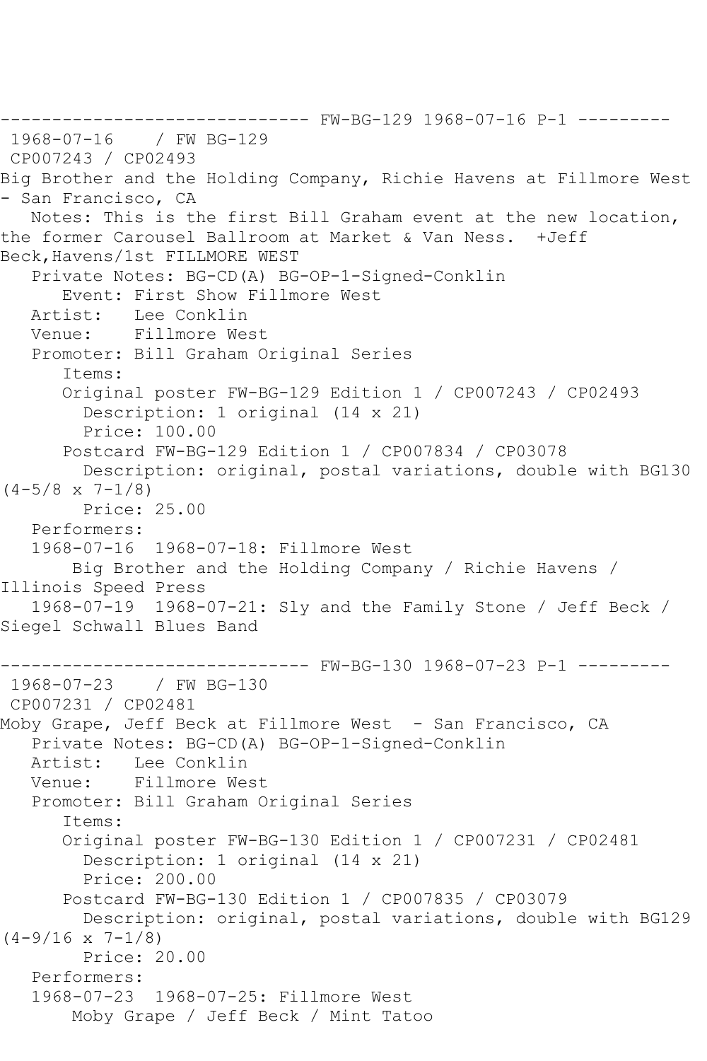------------------------------ FW-BG-129 1968-07-16 P-1 ---------

1968-07-16 / FW BG-129

CP007243 / CP02493

Big Brother and the Holding Company, Richie Havens at Fillmore West - San Francisco, CA

Notes: This is the first Bill Graham event at the new location, the former Carousel Ballroom at Market & Van Ness. +Jeff Beck,Havens/1st FILLMORE WEST

Private Notes: BG-CD(A) BG-OP-1-Signed-Conklin

Event: First Show Fillmore West

Artist: Lee Conklin

Venue: Fillmore West

Promoter: Bill Graham Original Series

Items:

Original poster FW-BG-129 Edition 1 / CP007243 / CP02493

Description: 1 original (14 x 21)

Price: 100.00

Postcard FW-BG-129 Edition 1 / CP007834 / CP03078

Description: original, postal variations, double with BG130 (4-5/8 x 7-1/8)

Price: 25.00

Performers:

1968-07-16 1968-07-18: Fillmore West

Big Brother and the Holding Company / Richie Havens / Illinois Speed Press

1968-07-19 1968-07-21: Sly and the Family Stone / Jeff Beck / Siegel Schwall Blues Band

------------------------------ FW-BG-130 1968-07-23 P-1 ---------

1968-07-23 / FW BG-130

CP007231 / CP02481

Moby Grape, Jeff Beck at Fillmore West - San Francisco, CA

Private Notes: BG-CD(A) BG-OP-1-Signed-Conklin

Artist: Lee Conklin

Venue: Fillmore West

Promoter: Bill Graham Original Series

Items:

Original poster FW-BG-130 Edition 1 / CP007231 / CP02481

Description: 1 original (14 x 21)

Price: 200.00

Postcard FW-BG-130 Edition 1 / CP007835 / CP03079

Description: original, postal variations, double with BG129 (4-9/16 x 7-1/8)

Price: 20.00

Performers:

1968-07-23 1968-07-25: Fillmore West

Moby Grape / Jeff Beck / Mint Tatoo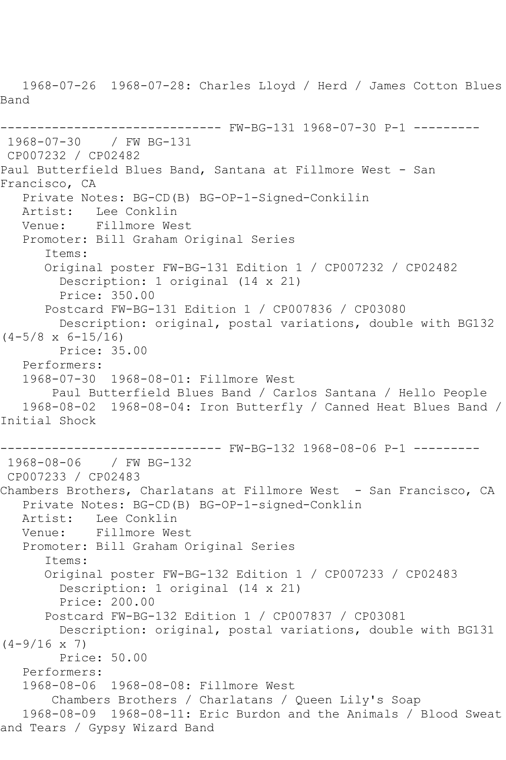1968-07-26  1968-07-28: Charles Lloyd / Herd / James Cotton Blues Band

------------------------------ FW-BG-131 1968-07-30 P-1 ---------

1968-07-30    / FW BG-131
CP007232 / CP02482
Paul Butterfield Blues Band, Santana at Fillmore West - San Francisco, CA
   Private Notes: BG-CD(B) BG-OP-1-Signed-Conkilin
   Artist:   Lee Conklin
   Venue:    Fillmore West
   Promoter: Bill Graham Original Series
      Items:
      Original poster FW-BG-131 Edition 1 / CP007232 / CP02482
        Description: 1 original (14 x 21)
        Price: 350.00
      Postcard FW-BG-131 Edition 1 / CP007836 / CP03080
        Description: original, postal variations, double with BG132 (4-5/8 x 6-15/16)
        Price: 35.00
   Performers:
   1968-07-30  1968-08-01: Fillmore West
       Paul Butterfield Blues Band / Carlos Santana / Hello People
   1968-08-02  1968-08-04: Iron Butterfly / Canned Heat Blues Band / Initial Shock

------------------------------ FW-BG-132 1968-08-06 P-1 ---------

1968-08-06    / FW BG-132
CP007233 / CP02483
Chambers Brothers, Charlatans at Fillmore West  - San Francisco, CA
   Private Notes: BG-CD(B) BG-OP-1-signed-Conklin
   Artist:   Lee Conklin
   Venue:    Fillmore West
   Promoter: Bill Graham Original Series
      Items:
      Original poster FW-BG-132 Edition 1 / CP007233 / CP02483
        Description: 1 original (14 x 21)
        Price: 200.00
      Postcard FW-BG-132 Edition 1 / CP007837 / CP03081
        Description: original, postal variations, double with BG131 (4-9/16 x 7)
        Price: 50.00
   Performers:
   1968-08-06  1968-08-08: Fillmore West
       Chambers Brothers / Charlatans / Queen Lily's Soap
   1968-08-09  1968-08-11: Eric Burdon and the Animals / Blood Sweat and Tears / Gypsy Wizard Band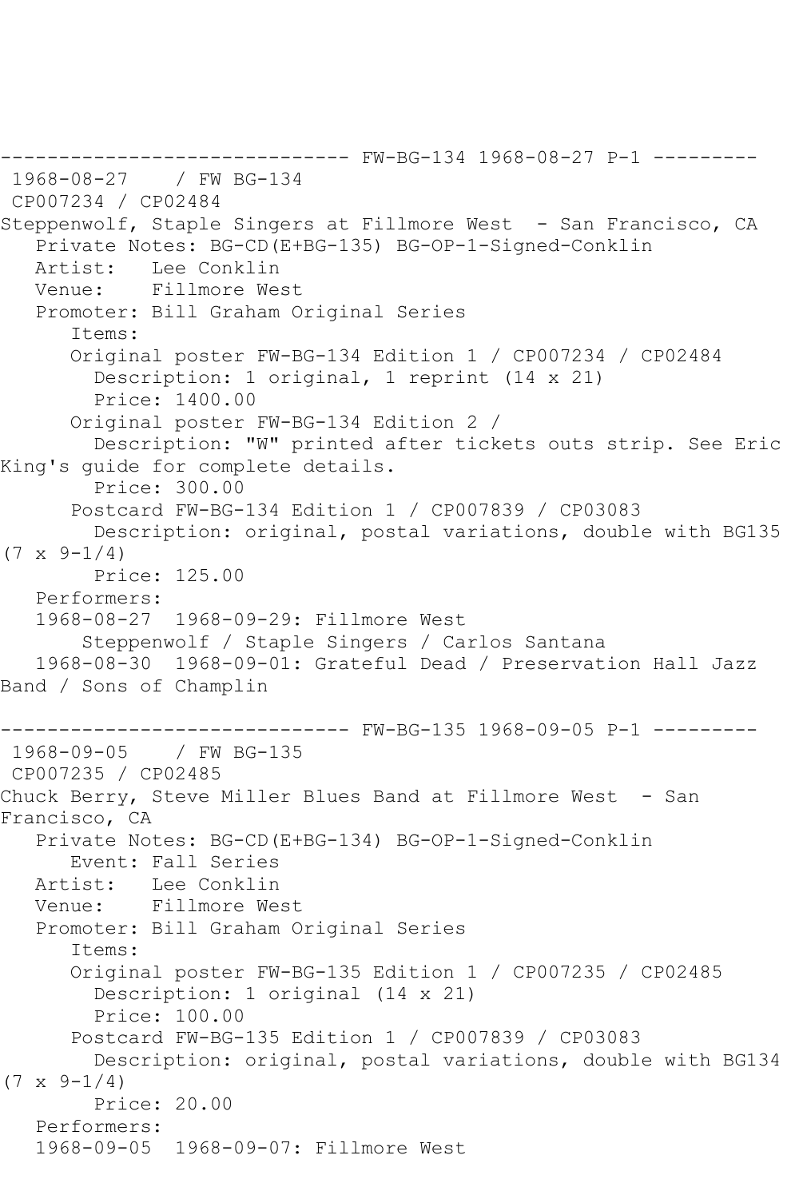------------------------------ FW-BG-134 1968-08-27 P-1 ---------

1968-08-27 / FW BG-134

CP007234 / CP02484

Steppenwolf, Staple Singers at Fillmore West - San Francisco, CA

Private Notes: BG-CD(E+BG-135) BG-OP-1-Signed-Conklin

Artist: Lee Conklin

Venue: Fillmore West

Promoter: Bill Graham Original Series

Items:

Original poster FW-BG-134 Edition 1 / CP007234 / CP02484

Description: 1 original, 1 reprint (14 x 21)

Price: 1400.00

Original poster FW-BG-134 Edition 2 /

Description: "W" printed after tickets outs strip. See Eric King's guide for complete details.

Price: 300.00

Postcard FW-BG-134 Edition 1 / CP007839 / CP03083

Description: original, postal variations, double with BG135 (7 x 9-1/4)

Price: 125.00

Performers:

1968-08-27 1968-09-29: Fillmore West

Steppenwolf / Staple Singers / Carlos Santana

1968-08-30 1968-09-01: Grateful Dead / Preservation Hall Jazz Band / Sons of Champlin

------------------------------ FW-BG-135 1968-09-05 P-1 ---------

1968-09-05 / FW BG-135

CP007235 / CP02485

Chuck Berry, Steve Miller Blues Band at Fillmore West - San Francisco, CA

Private Notes: BG-CD(E+BG-134) BG-OP-1-Signed-Conklin

Event: Fall Series

Artist: Lee Conklin

Venue: Fillmore West

Promoter: Bill Graham Original Series

Items:

Original poster FW-BG-135 Edition 1 / CP007235 / CP02485

Description: 1 original (14 x 21)

Price: 100.00

Postcard FW-BG-135 Edition 1 / CP007839 / CP03083

Description: original, postal variations, double with BG134 (7 x 9-1/4)

Price: 20.00

Performers:

1968-09-05 1968-09-07: Fillmore West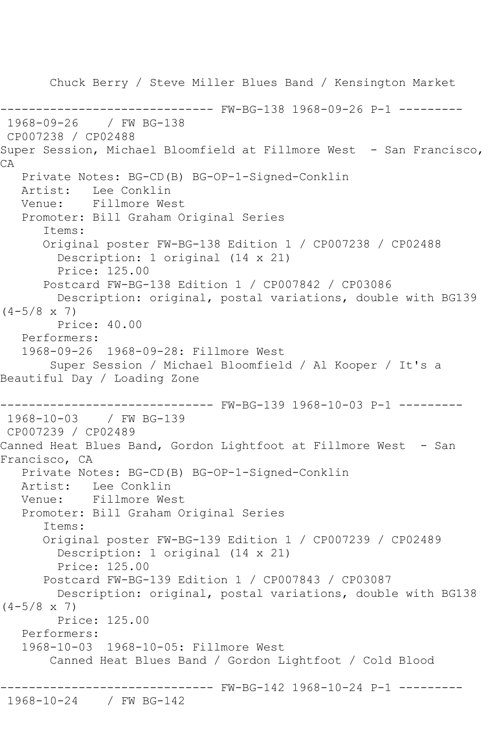Chuck Berry / Steve Miller Blues Band / Kensington Market

------------------------------ FW-BG-138 1968-09-26 P-1 ---------
1968-09-26 / FW BG-138
CP007238 / CP02488
Super Session, Michael Bloomfield at Fillmore West - San Francisco, CA
Private Notes: BG-CD(B) BG-OP-1-Signed-Conklin
Artist: Lee Conklin
Venue: Fillmore West
Promoter: Bill Graham Original Series
Items:
Original poster FW-BG-138 Edition 1 / CP007238 / CP02488
Description: 1 original (14 x 21)
Price: 125.00
Postcard FW-BG-138 Edition 1 / CP007842 / CP03086
Description: original, postal variations, double with BG139 (4-5/8 x 7)
Price: 40.00
Performers:
1968-09-26 1968-09-28: Fillmore West
Super Session / Michael Bloomfield / Al Kooper / It's a Beautiful Day / Loading Zone

------------------------------ FW-BG-139 1968-10-03 P-1 ---------
1968-10-03 / FW BG-139
CP007239 / CP02489
Canned Heat Blues Band, Gordon Lightfoot at Fillmore West - San Francisco, CA
Private Notes: BG-CD(B) BG-OP-1-Signed-Conklin
Artist: Lee Conklin
Venue: Fillmore West
Promoter: Bill Graham Original Series
Items:
Original poster FW-BG-139 Edition 1 / CP007239 / CP02489
Description: 1 original (14 x 21)
Price: 125.00
Postcard FW-BG-139 Edition 1 / CP007843 / CP03087
Description: original, postal variations, double with BG138 (4-5/8 x 7)
Price: 125.00
Performers:
1968-10-03 1968-10-05: Fillmore West
Canned Heat Blues Band / Gordon Lightfoot / Cold Blood

------------------------------ FW-BG-142 1968-10-24 P-1 ---------
1968-10-24 / FW BG-142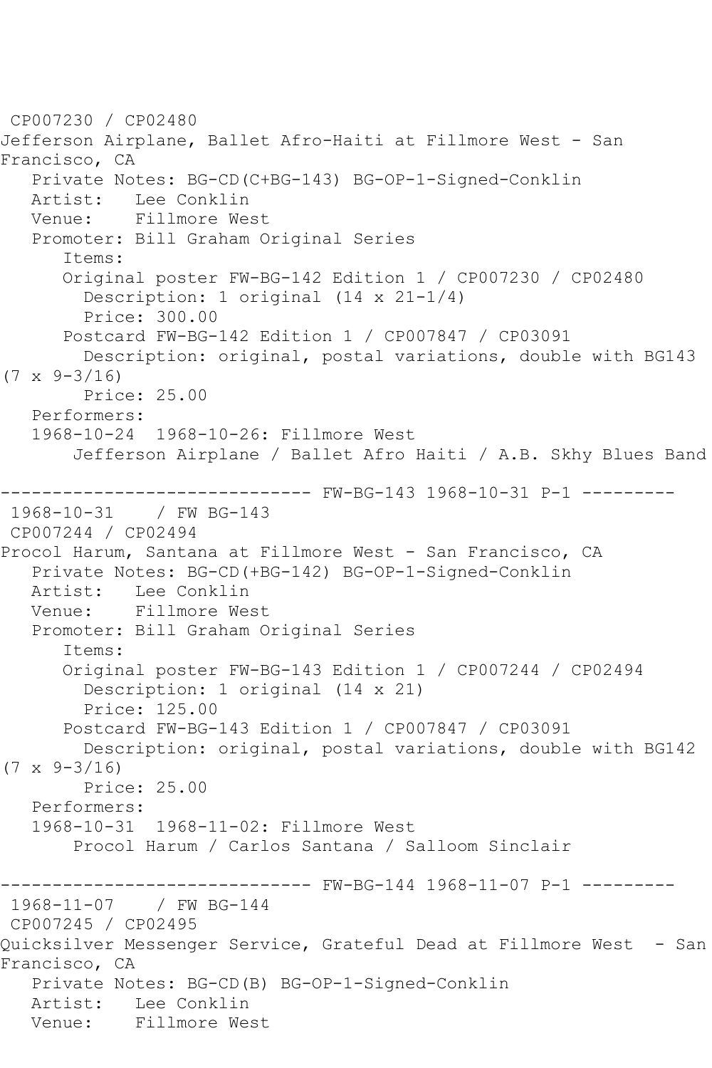CP007230 / CP02480
Jefferson Airplane, Ballet Afro-Haiti at Fillmore West - San Francisco, CA
   Private Notes: BG-CD(C+BG-143) BG-OP-1-Signed-Conklin
   Artist:   Lee Conklin
   Venue:    Fillmore West
   Promoter: Bill Graham Original Series
      Items:
      Original poster FW-BG-142 Edition 1 / CP007230 / CP02480
        Description: 1 original (14 x 21-1/4)
        Price: 300.00
      Postcard FW-BG-142 Edition 1 / CP007847 / CP03091
        Description: original, postal variations, double with BG143 (7 x 9-3/16)
        Price: 25.00
   Performers:
   1968-10-24  1968-10-26: Fillmore West
       Jefferson Airplane / Ballet Afro Haiti / A.B. Skhy Blues Band

------------------------------ FW-BG-143 1968-10-31 P-1 ---------
 1968-10-31    / FW BG-143
 CP007244 / CP02494
Procol Harum, Santana at Fillmore West - San Francisco, CA
   Private Notes: BG-CD(+BG-142) BG-OP-1-Signed-Conklin
   Artist:   Lee Conklin
   Venue:    Fillmore West
   Promoter: Bill Graham Original Series
      Items:
      Original poster FW-BG-143 Edition 1 / CP007244 / CP02494
        Description: 1 original (14 x 21)
        Price: 125.00
      Postcard FW-BG-143 Edition 1 / CP007847 / CP03091
        Description: original, postal variations, double with BG142 (7 x 9-3/16)
        Price: 25.00
   Performers:
   1968-10-31  1968-11-02: Fillmore West
       Procol Harum / Carlos Santana / Salloom Sinclair

------------------------------ FW-BG-144 1968-11-07 P-1 ---------
 1968-11-07    / FW BG-144
 CP007245 / CP02495
Quicksilver Messenger Service, Grateful Dead at Fillmore West  - San Francisco, CA
   Private Notes: BG-CD(B) BG-OP-1-Signed-Conklin
   Artist:   Lee Conklin
   Venue:    Fillmore West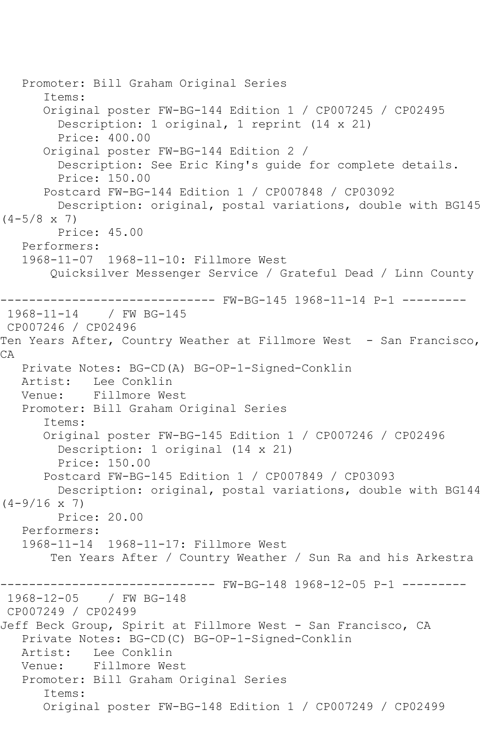Promoter: Bill Graham Original Series
Items:
Original poster FW-BG-144 Edition 1 / CP007245 / CP02495
Description: 1 original, 1 reprint (14 x 21)
Price: 400.00
Original poster FW-BG-144 Edition 2 /
Description: See Eric King's guide for complete details.
Price: 150.00
Postcard FW-BG-144 Edition 1 / CP007848 / CP03092
Description: original, postal variations, double with BG145 (4-5/8 x 7)
Price: 45.00
Performers:
1968-11-07 1968-11-10: Fillmore West
Quicksilver Messenger Service / Grateful Dead / Linn County

------------------------------ FW-BG-145 1968-11-14 P-1 ---------

1968-11-14 / FW BG-145
CP007246 / CP02496
Ten Years After, Country Weather at Fillmore West - San Francisco, CA
Private Notes: BG-CD(A) BG-OP-1-Signed-Conklin
Artist: Lee Conklin
Venue: Fillmore West
Promoter: Bill Graham Original Series
Items:
Original poster FW-BG-145 Edition 1 / CP007246 / CP02496
Description: 1 original (14 x 21)
Price: 150.00
Postcard FW-BG-145 Edition 1 / CP007849 / CP03093
Description: original, postal variations, double with BG144 (4-9/16 x 7)
Price: 20.00
Performers:
1968-11-14 1968-11-17: Fillmore West
Ten Years After / Country Weather / Sun Ra and his Arkestra

------------------------------ FW-BG-148 1968-12-05 P-1 ---------

1968-12-05 / FW BG-148
CP007249 / CP02499
Jeff Beck Group, Spirit at Fillmore West - San Francisco, CA
Private Notes: BG-CD(C) BG-OP-1-Signed-Conklin
Artist: Lee Conklin
Venue: Fillmore West
Promoter: Bill Graham Original Series
Items:
Original poster FW-BG-148 Edition 1 / CP007249 / CP02499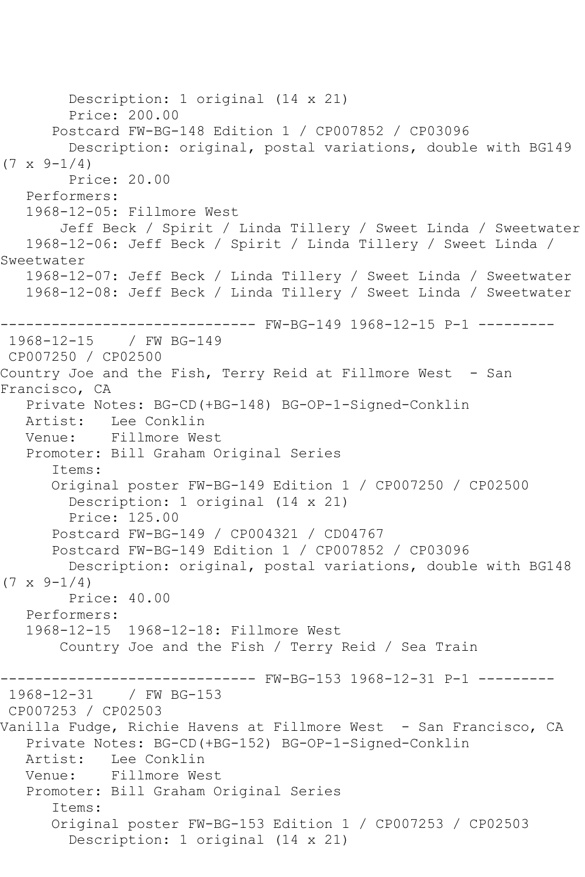Description: 1 original (14 x 21)
Price: 200.00
Postcard FW-BG-148 Edition 1 / CP007852 / CP03096
Description: original, postal variations, double with BG149 (7 x 9-1/4)
Price: 20.00
Performers:
1968-12-05: Fillmore West
Jeff Beck / Spirit / Linda Tillery / Sweet Linda / Sweetwater
1968-12-06: Jeff Beck / Spirit / Linda Tillery / Sweet Linda / Sweetwater
1968-12-07: Jeff Beck / Linda Tillery / Sweet Linda / Sweetwater
1968-12-08: Jeff Beck / Linda Tillery / Sweet Linda / Sweetwater

------------------------------ FW-BG-149 1968-12-15 P-1 ---------

1968-12-15 / FW BG-149
CP007250 / CP02500
Country Joe and the Fish, Terry Reid at Fillmore West - San Francisco, CA
Private Notes: BG-CD(+BG-148) BG-OP-1-Signed-Conklin
Artist: Lee Conklin
Venue: Fillmore West
Promoter: Bill Graham Original Series
Items:
Original poster FW-BG-149 Edition 1 / CP007250 / CP02500
Description: 1 original (14 x 21)
Price: 125.00
Postcard FW-BG-149 / CP004321 / CD04767
Postcard FW-BG-149 Edition 1 / CP007852 / CP03096
Description: original, postal variations, double with BG148 (7 x 9-1/4)
Price: 40.00
Performers:
1968-12-15 1968-12-18: Fillmore West
Country Joe and the Fish / Terry Reid / Sea Train

------------------------------ FW-BG-153 1968-12-31 P-1 ---------

1968-12-31 / FW BG-153
CP007253 / CP02503
Vanilla Fudge, Richie Havens at Fillmore West - San Francisco, CA
Private Notes: BG-CD(+BG-152) BG-OP-1-Signed-Conklin
Artist: Lee Conklin
Venue: Fillmore West
Promoter: Bill Graham Original Series
Items:
Original poster FW-BG-153 Edition 1 / CP007253 / CP02503
Description: 1 original (14 x 21)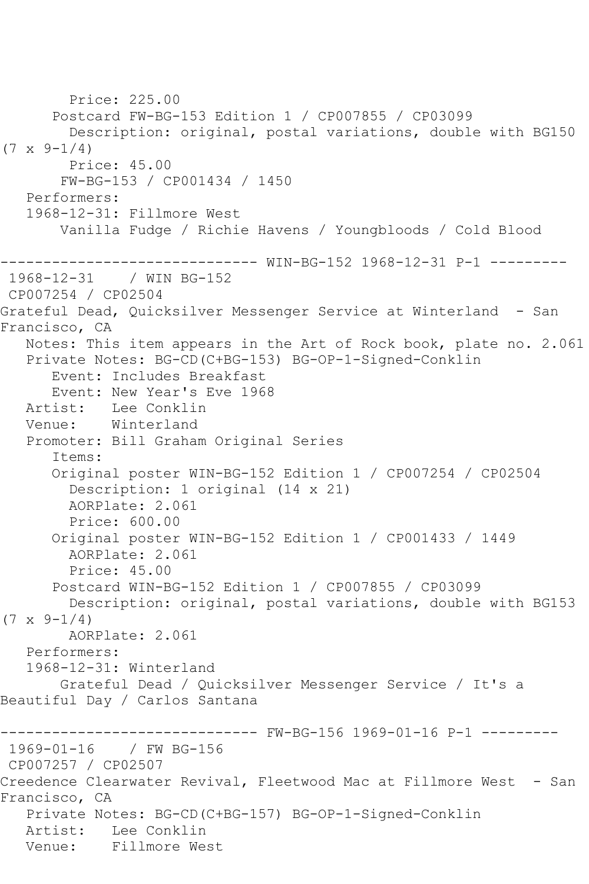Price: 225.00
      Postcard FW-BG-153 Edition 1 / CP007855 / CP03099
        Description: original, postal variations, double with BG150 (7 x 9-1/4)
        Price: 45.00
       FW-BG-153 / CP001434 / 1450
   Performers:
   1968-12-31: Fillmore West
       Vanilla Fudge / Richie Havens / Youngbloods / Cold Blood

------------------------------ WIN-BG-152 1968-12-31 P-1 ---------
 1968-12-31    / WIN BG-152
 CP007254 / CP02504
Grateful Dead, Quicksilver Messenger Service at Winterland  - San Francisco, CA
   Notes: This item appears in the Art of Rock book, plate no. 2.061
   Private Notes: BG-CD(C+BG-153) BG-OP-1-Signed-Conklin
      Event: Includes Breakfast
      Event: New Year's Eve 1968
   Artist:   Lee Conklin
   Venue:    Winterland
   Promoter: Bill Graham Original Series
      Items:
      Original poster WIN-BG-152 Edition 1 / CP007254 / CP02504
        Description: 1 original (14 x 21)
        AORPlate: 2.061
        Price: 600.00
      Original poster WIN-BG-152 Edition 1 / CP001433 / 1449
        AORPlate: 2.061
        Price: 45.00
      Postcard WIN-BG-152 Edition 1 / CP007855 / CP03099
        Description: original, postal variations, double with BG153 (7 x 9-1/4)
        AORPlate: 2.061
   Performers:
   1968-12-31: Winterland
       Grateful Dead / Quicksilver Messenger Service / It's a Beautiful Day / Carlos Santana

------------------------------ FW-BG-156 1969-01-16 P-1 ---------
 1969-01-16    / FW BG-156
 CP007257 / CP02507
Creedence Clearwater Revival, Fleetwood Mac at Fillmore West  - San Francisco, CA
   Private Notes: BG-CD(C+BG-157) BG-OP-1-Signed-Conklin
   Artist:   Lee Conklin
   Venue:    Fillmore West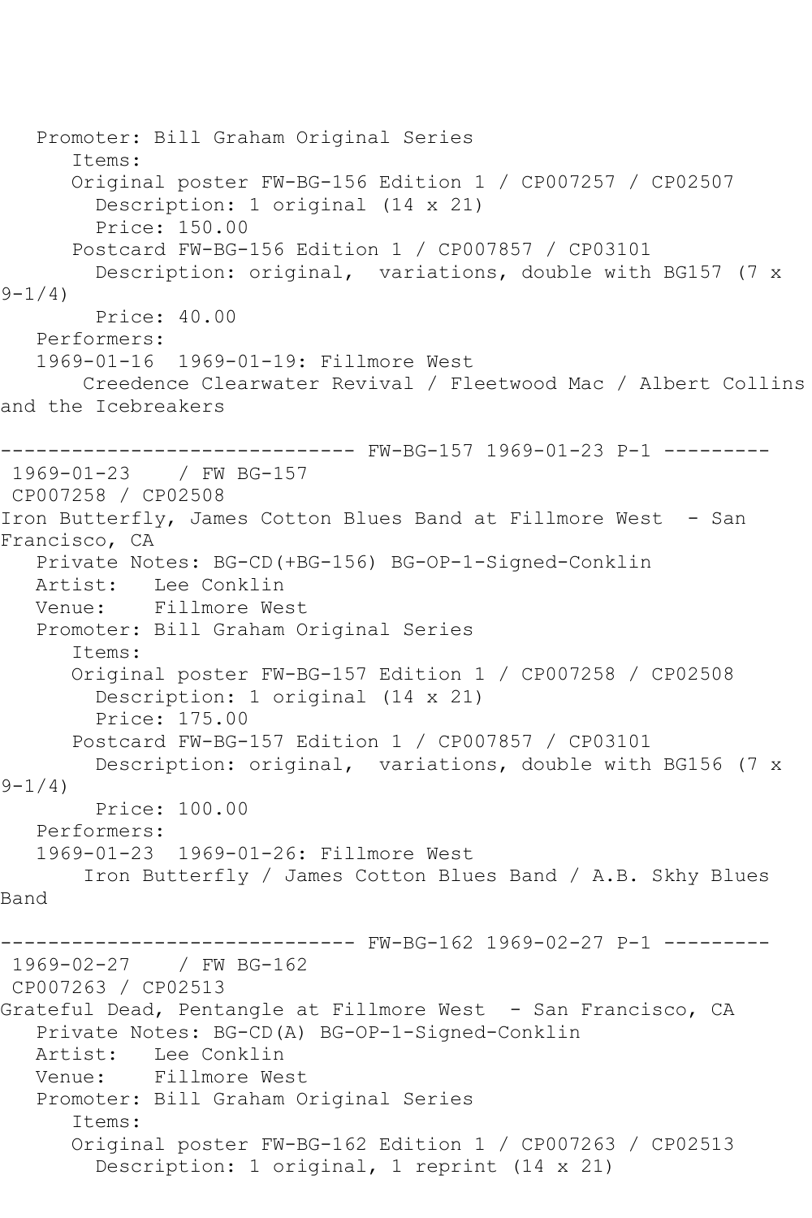Promoter: Bill Graham Original Series
Items:
Original poster FW-BG-156 Edition 1 / CP007257 / CP02507
Description: 1 original (14 x 21)
Price: 150.00
Postcard FW-BG-156 Edition 1 / CP007857 / CP03101
Description: original, variations, double with BG157 (7 x 9-1/4)
Price: 40.00
Performers:
1969-01-16 1969-01-19: Fillmore West
Creedence Clearwater Revival / Fleetwood Mac / Albert Collins and the Icebreakers

------------------------------ FW-BG-157 1969-01-23 P-1 ---------

1969-01-23 / FW BG-157
CP007258 / CP02508
Iron Butterfly, James Cotton Blues Band at Fillmore West - San Francisco, CA
Private Notes: BG-CD(+BG-156) BG-OP-1-Signed-Conklin
Artist: Lee Conklin
Venue: Fillmore West
Promoter: Bill Graham Original Series
Items:
Original poster FW-BG-157 Edition 1 / CP007258 / CP02508
Description: 1 original (14 x 21)
Price: 175.00
Postcard FW-BG-157 Edition 1 / CP007857 / CP03101
Description: original, variations, double with BG156 (7 x 9-1/4)
Price: 100.00
Performers:
1969-01-23 1969-01-26: Fillmore West
Iron Butterfly / James Cotton Blues Band / A.B. Skhy Blues Band

------------------------------ FW-BG-162 1969-02-27 P-1 ---------

1969-02-27 / FW BG-162
CP007263 / CP02513
Grateful Dead, Pentangle at Fillmore West - San Francisco, CA
Private Notes: BG-CD(A) BG-OP-1-Signed-Conklin
Artist: Lee Conklin
Venue: Fillmore West
Promoter: Bill Graham Original Series
Items:
Original poster FW-BG-162 Edition 1 / CP007263 / CP02513
Description: 1 original, 1 reprint (14 x 21)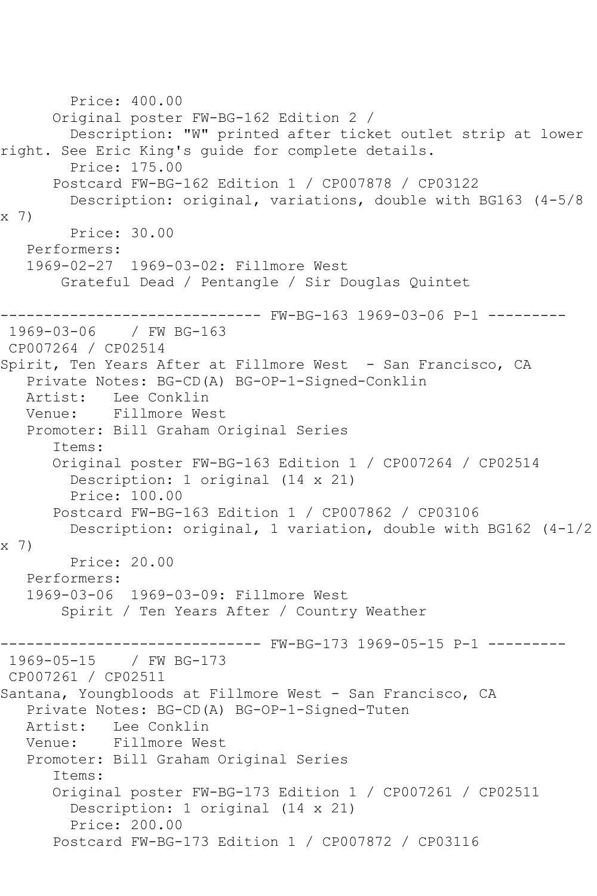Price: 400.00
Original poster FW-BG-162 Edition 2 /
Description: "W" printed after ticket outlet strip at lower right. See Eric King's guide for complete details.
Price: 175.00
Postcard FW-BG-162 Edition 1 / CP007878 / CP03122
Description: original, variations, double with BG163 (4-5/8 x 7)
Price: 30.00
Performers:
1969-02-27 1969-03-02: Fillmore West
Grateful Dead / Pentangle / Sir Douglas Quintet

------------------------------ FW-BG-163 1969-03-06 P-1 ---------

1969-03-06 / FW BG-163
CP007264 / CP02514
Spirit, Ten Years After at Fillmore West - San Francisco, CA
Private Notes: BG-CD(A) BG-OP-1-Signed-Conklin
Artist: Lee Conklin
Venue: Fillmore West
Promoter: Bill Graham Original Series
Items:
Original poster FW-BG-163 Edition 1 / CP007264 / CP02514
Description: 1 original (14 x 21)
Price: 100.00
Postcard FW-BG-163 Edition 1 / CP007862 / CP03106
Description: original, 1 variation, double with BG162 (4-1/2 x 7)
Price: 20.00
Performers:
1969-03-06 1969-03-09: Fillmore West
Spirit / Ten Years After / Country Weather

------------------------------ FW-BG-173 1969-05-15 P-1 ---------

1969-05-15 / FW BG-173
CP007261 / CP02511
Santana, Youngbloods at Fillmore West - San Francisco, CA
Private Notes: BG-CD(A) BG-OP-1-Signed-Tuten
Artist: Lee Conklin
Venue: Fillmore West
Promoter: Bill Graham Original Series
Items:
Original poster FW-BG-173 Edition 1 / CP007261 / CP02511
Description: 1 original (14 x 21)
Price: 200.00
Postcard FW-BG-173 Edition 1 / CP007872 / CP03116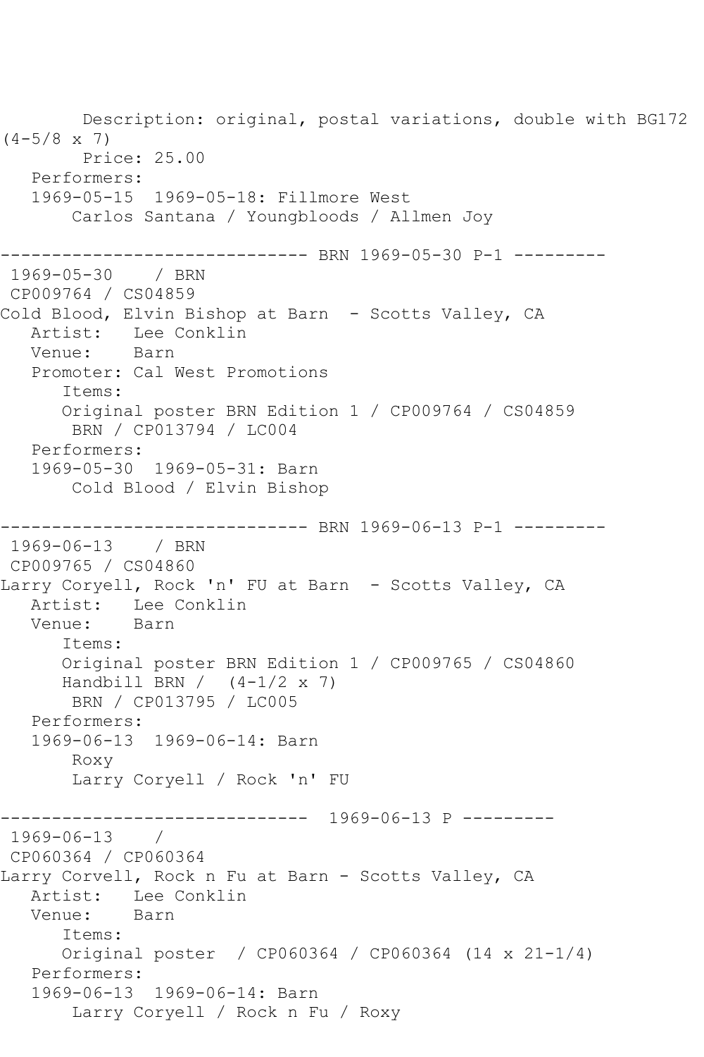```
        Description: original, postal variations, double with BG172
(4-5/8 x 7)
        Price: 25.00
   Performers:
   1969-05-15  1969-05-18: Fillmore West
       Carlos Santana / Youngbloods / Allmen Joy

------------------------------ BRN 1969-05-30 P-1 ---------
 1969-05-30    / BRN
 CP009764 / CS04859
Cold Blood, Elvin Bishop at Barn  - Scotts Valley, CA
   Artist:   Lee Conklin
   Venue:    Barn
   Promoter: Cal West Promotions
      Items:
      Original poster BRN Edition 1 / CP009764 / CS04859
       BRN / CP013794 / LC004
   Performers:
   1969-05-30  1969-05-31: Barn
       Cold Blood / Elvin Bishop

------------------------------ BRN 1969-06-13 P-1 ---------
 1969-06-13    / BRN
 CP009765 / CS04860
Larry Coryell, Rock 'n' FU at Barn  - Scotts Valley, CA
   Artist:   Lee Conklin
   Venue:    Barn
      Items:
      Original poster BRN Edition 1 / CP009765 / CS04860
      Handbill BRN /  (4-1/2 x 7)
       BRN / CP013795 / LC005
   Performers:
   1969-06-13  1969-06-14: Barn
       Roxy
       Larry Coryell / Rock 'n' FU

------------------------------  1969-06-13 P ---------
 1969-06-13    /
 CP060364 / CP060364
Larry Corvell, Rock n Fu at Barn - Scotts Valley, CA
   Artist:   Lee Conklin
   Venue:    Barn
      Items:
      Original poster  / CP060364 / CP060364 (14 x 21-1/4)
   Performers:
   1969-06-13  1969-06-14: Barn
       Larry Coryell / Rock n Fu / Roxy
```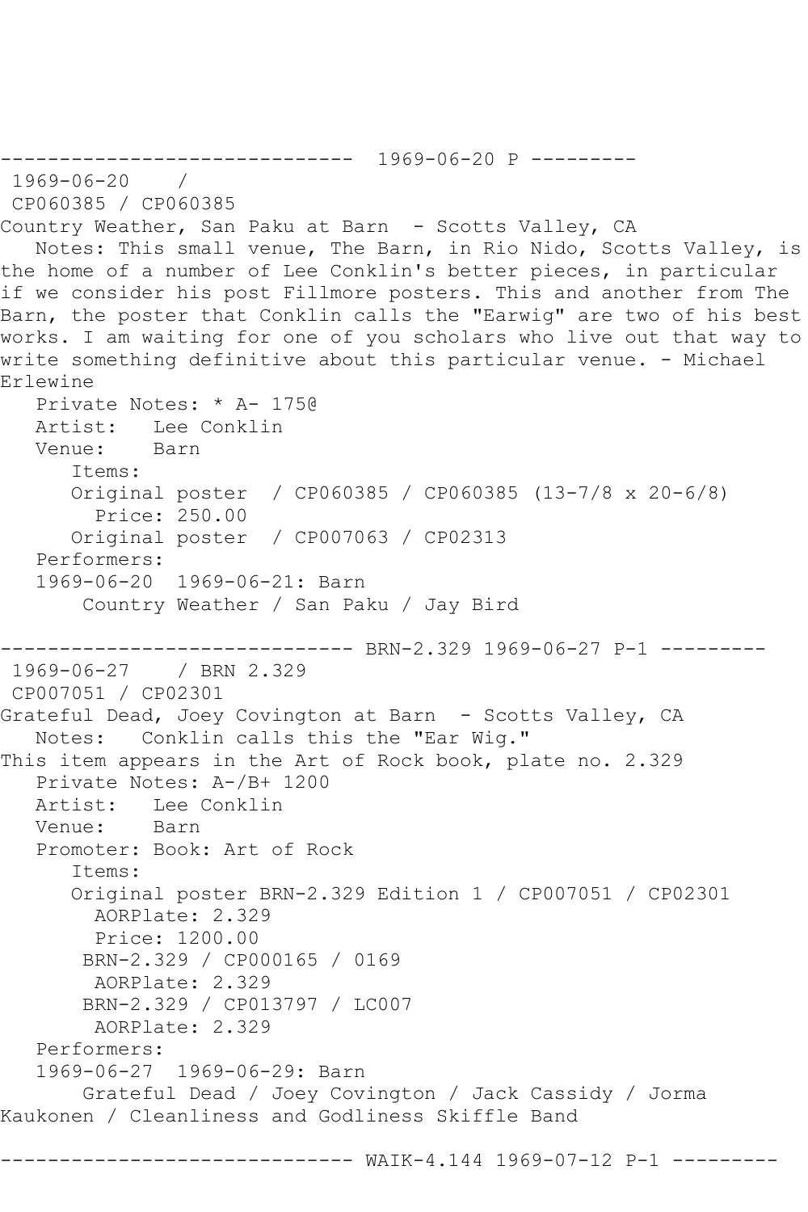------------------------------ 1969-06-20 P ---------
 1969-06-20    /
 CP060385 / CP060385
Country Weather, San Paku at Barn  - Scotts Valley, CA
   Notes: This small venue, The Barn, in Rio Nido, Scotts Valley, is the home of a number of Lee Conklin's better pieces, in particular if we consider his post Fillmore posters. This and another from The Barn, the poster that Conklin calls the "Earwig" are two of his best works. I am waiting for one of you scholars who live out that way to write something definitive about this particular venue. - Michael Erlewine
   Private Notes: * A- 175@
   Artist:   Lee Conklin
   Venue:    Barn
      Items:
      Original poster  / CP060385 / CP060385 (13-7/8 x 20-6/8)
        Price: 250.00
      Original poster  / CP007063 / CP02313
   Performers:
   1969-06-20  1969-06-21: Barn
       Country Weather / San Paku / Jay Bird

------------------------------ BRN-2.329 1969-06-27 P-1 ---------
 1969-06-27    / BRN 2.329
 CP007051 / CP02301
Grateful Dead, Joey Covington at Barn  - Scotts Valley, CA
   Notes:   Conklin calls this the "Ear Wig."
This item appears in the Art of Rock book, plate no. 2.329
   Private Notes: A-/B+ 1200
   Artist:   Lee Conklin
   Venue:    Barn
   Promoter: Book: Art of Rock
      Items:
      Original poster BRN-2.329 Edition 1 / CP007051 / CP02301
        AORPlate: 2.329
        Price: 1200.00
       BRN-2.329 / CP000165 / 0169
        AORPlate: 2.329
       BRN-2.329 / CP013797 / LC007
        AORPlate: 2.329
   Performers:
   1969-06-27  1969-06-29: Barn
       Grateful Dead / Joey Covington / Jack Cassidy / Jorma Kaukonen / Cleanliness and Godliness Skiffle Band

------------------------------ WAIK-4.144 1969-07-12 P-1 ---------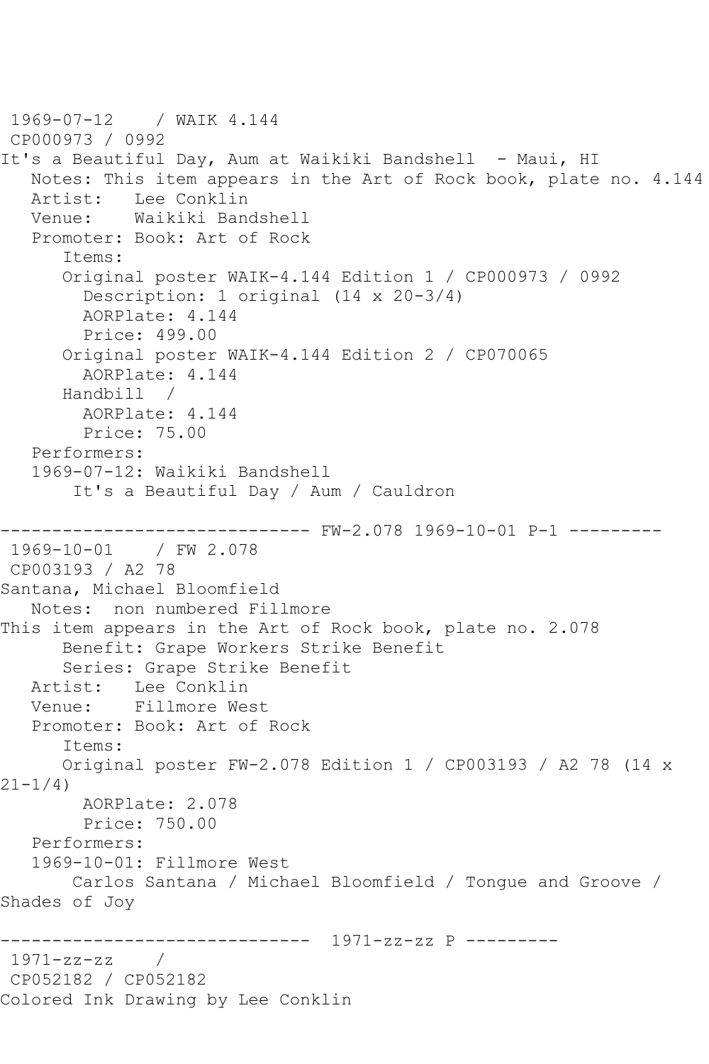1969-07-12    / WAIK 4.144
CP000973 / 0992
It's a Beautiful Day, Aum at Waikiki Bandshell  - Maui, HI
   Notes: This item appears in the Art of Rock book, plate no. 4.144
   Artist:   Lee Conklin
   Venue:    Waikiki Bandshell
   Promoter: Book: Art of Rock
      Items:
      Original poster WAIK-4.144 Edition 1 / CP000973 / 0992
        Description: 1 original (14 x 20-3/4)
        AORPlate: 4.144
        Price: 499.00
      Original poster WAIK-4.144 Edition 2 / CP070065
        AORPlate: 4.144
      Handbill  /
        AORPlate: 4.144
        Price: 75.00
   Performers:
   1969-07-12: Waikiki Bandshell
       It's a Beautiful Day / Aum / Cauldron

------------------------------ FW-2.078 1969-10-01 P-1 ---------
1969-10-01    / FW 2.078
CP003193 / A2 78
Santana, Michael Bloomfield
   Notes:  non numbered Fillmore
This item appears in the Art of Rock book, plate no. 2.078
      Benefit: Grape Workers Strike Benefit
      Series: Grape Strike Benefit
   Artist:   Lee Conklin
   Venue:    Fillmore West
   Promoter: Book: Art of Rock
      Items:
      Original poster FW-2.078 Edition 1 / CP003193 / A2 78 (14 x 21-1/4)
        AORPlate: 2.078
        Price: 750.00
   Performers:
   1969-10-01: Fillmore West
       Carlos Santana / Michael Bloomfield / Tongue and Groove / Shades of Joy

------------------------------  1971-zz-zz P ---------
1971-zz-zz    /
CP052182 / CP052182
Colored Ink Drawing by Lee Conklin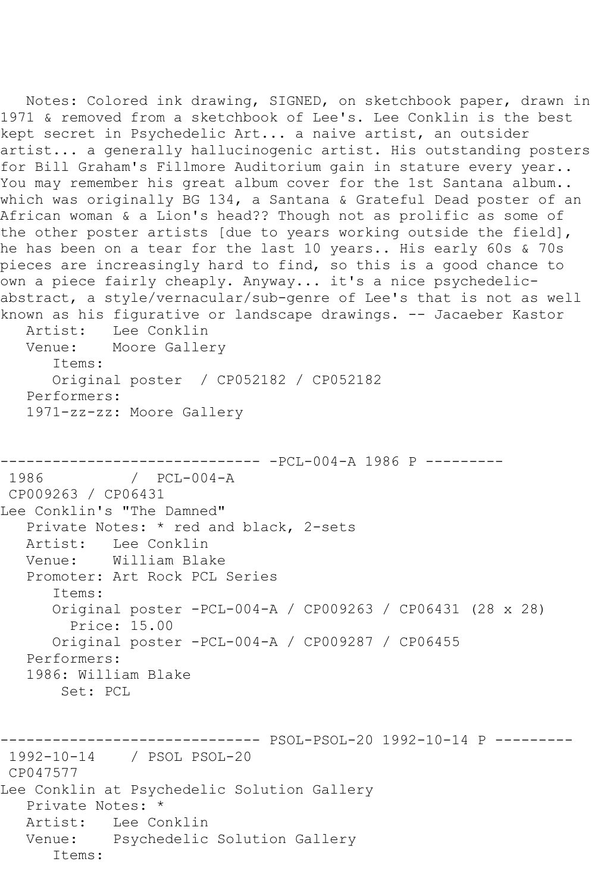Notes: Colored ink drawing, SIGNED, on sketchbook paper, drawn in 1971 & removed from a sketchbook of Lee's. Lee Conklin is the best kept secret in Psychedelic Art... a naive artist, an outsider artist... a generally hallucinogenic artist. His outstanding posters for Bill Graham's Fillmore Auditorium gain in stature every year.. You may remember his great album cover for the 1st Santana album.. which was originally BG 134, a Santana & Grateful Dead poster of an African woman & a Lion's head?? Though not as prolific as some of the other poster artists [due to years working outside the field], he has been on a tear for the last 10 years.. His early 60s & 70s pieces are increasingly hard to find, so this is a good chance to own a piece fairly cheaply. Anyway... it's a nice psychedelic-abstract, a style/vernacular/sub-genre of Lee's that is not as well known as his figurative or landscape drawings. -- Jacaeber Kastor

Artist: Lee Conklin
Venue: Moore Gallery
Items:
Original poster / CP052182 / CP052182
Performers:
1971-zz-zz: Moore Gallery

------------------------------ -PCL-004-A 1986 P ---------

1986 / PCL-004-A
CP009263 / CP06431
Lee Conklin's "The Damned"
Private Notes: * red and black, 2-sets
Artist: Lee Conklin
Venue: William Blake
Promoter: Art Rock PCL Series
Items:
Original poster -PCL-004-A / CP009263 / CP06431 (28 x 28)
Price: 15.00
Original poster -PCL-004-A / CP009287 / CP06455
Performers:
1986: William Blake
Set: PCL

------------------------------ PSOL-PSOL-20 1992-10-14 P ---------

1992-10-14 / PSOL PSOL-20
CP047577
Lee Conklin at Psychedelic Solution Gallery
Private Notes: *
Artist: Lee Conklin
Venue: Psychedelic Solution Gallery
Items: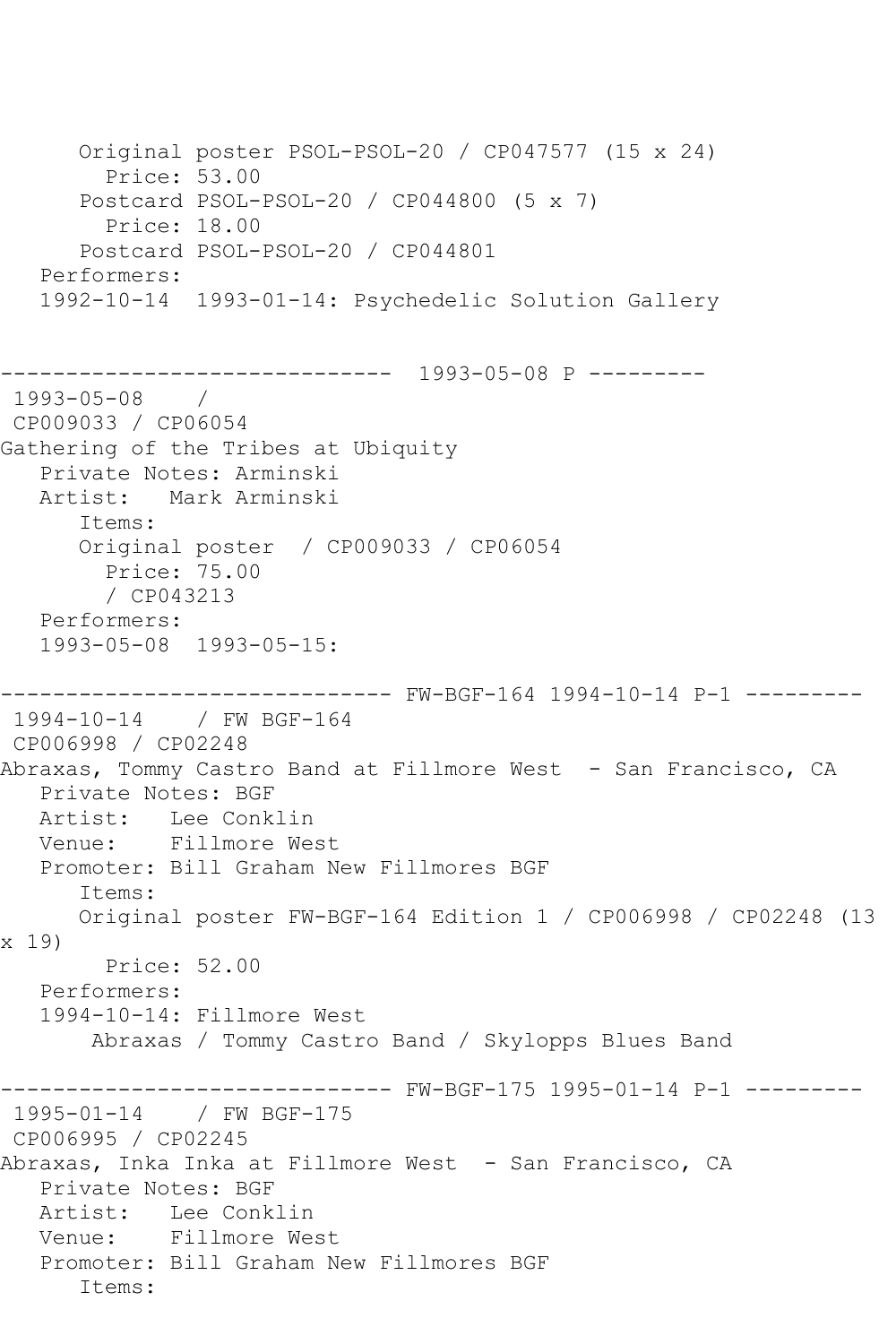Original poster PSOL-PSOL-20 / CP047577 (15 x 24)
  Price: 53.00
Postcard PSOL-PSOL-20 / CP044800 (5 x 7)
  Price: 18.00
Postcard PSOL-PSOL-20 / CP044801

Performers:
1992-10-14  1993-01-14: Psychedelic Solution Gallery

------------------------------ 1993-05-08 P ---------

1993-05-08 /
CP009033 / CP06054
Gathering of the Tribes at Ubiquity
   Private Notes: Arminski
   Artist:   Mark Arminski
      Items:
      Original poster  / CP009033 / CP06054
        Price: 75.00
        / CP043213
   Performers:
   1993-05-08  1993-05-15:

------------------------------ FW-BGF-164 1994-10-14 P-1 ---------

1994-10-14    / FW BGF-164
CP006998 / CP02248
Abraxas, Tommy Castro Band at Fillmore West  - San Francisco, CA
   Private Notes: BGF
   Artist:   Lee Conklin
   Venue:    Fillmore West
   Promoter: Bill Graham New Fillmores BGF
      Items:
      Original poster FW-BGF-164 Edition 1 / CP006998 / CP02248 (13 x 19)
        Price: 52.00
   Performers:
   1994-10-14: Fillmore West
       Abraxas / Tommy Castro Band / Skylopps Blues Band

------------------------------ FW-BGF-175 1995-01-14 P-1 ---------

1995-01-14    / FW BGF-175
CP006995 / CP02245
Abraxas, Inka Inka at Fillmore West  - San Francisco, CA
   Private Notes: BGF
   Artist:   Lee Conklin
   Venue:    Fillmore West
   Promoter: Bill Graham New Fillmores BGF
      Items: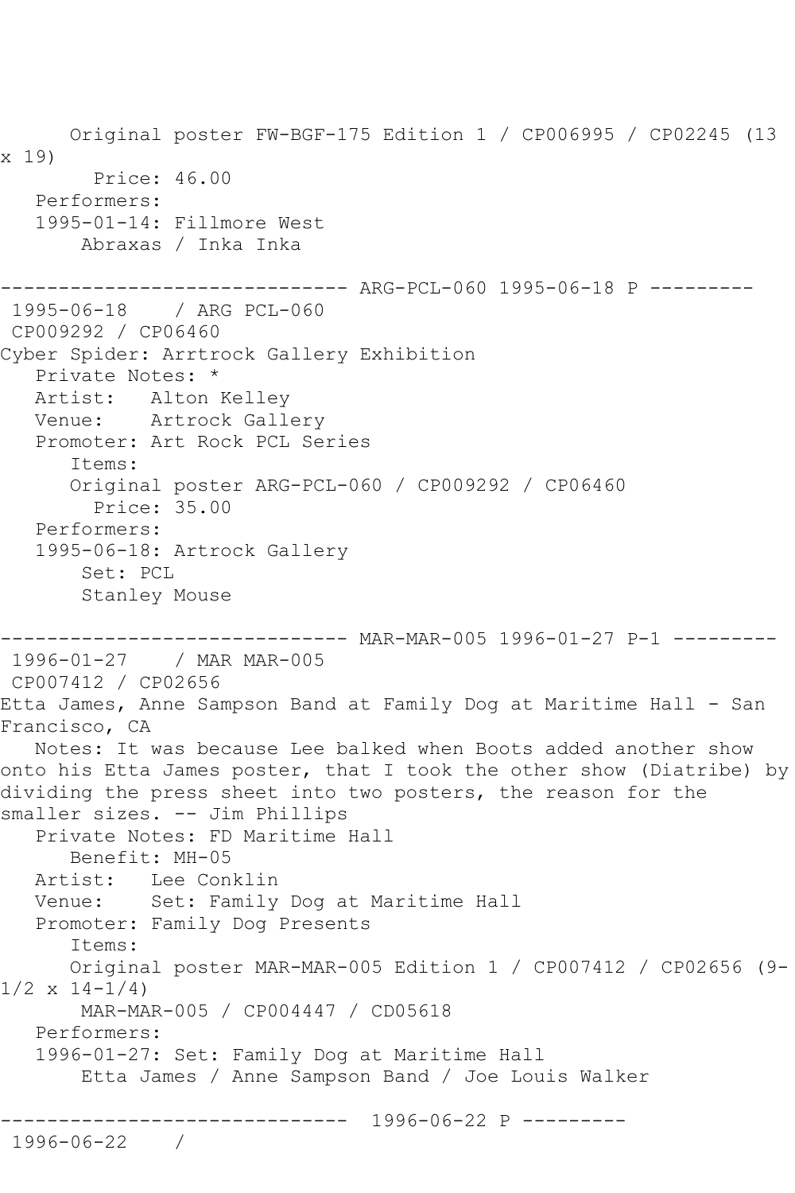Original poster FW-BGF-175 Edition 1 / CP006995 / CP02245 (13 x 19)
Price: 46.00
Performers:
1995-01-14: Fillmore West
Abraxas / Inka Inka

------------------------------ ARG-PCL-060 1995-06-18 P ---------
1995-06-18 / ARG PCL-060
CP009292 / CP06460
Cyber Spider: Arrtrock Gallery Exhibition
Private Notes: *
Artist: Alton Kelley
Venue: Artrock Gallery
Promoter: Art Rock PCL Series
Items:
Original poster ARG-PCL-060 / CP009292 / CP06460
Price: 35.00
Performers:
1995-06-18: Artrock Gallery
Set: PCL
Stanley Mouse

------------------------------ MAR-MAR-005 1996-01-27 P-1 ---------
1996-01-27 / MAR MAR-005
CP007412 / CP02656
Etta James, Anne Sampson Band at Family Dog at Maritime Hall - San Francisco, CA
Notes: It was because Lee balked when Boots added another show onto his Etta James poster, that I took the other show (Diatribe) by dividing the press sheet into two posters, the reason for the smaller sizes. -- Jim Phillips
Private Notes: FD Maritime Hall
Benefit: MH-05
Artist: Lee Conklin
Venue: Set: Family Dog at Maritime Hall
Promoter: Family Dog Presents
Items:
Original poster MAR-MAR-005 Edition 1 / CP007412 / CP02656 (9-1/2 x 14-1/4)
MAR-MAR-005 / CP004447 / CD05618
Performers:
1996-01-27: Set: Family Dog at Maritime Hall
Etta James / Anne Sampson Band / Joe Louis Walker

------------------------------ 1996-06-22 P ---------
1996-06-22 /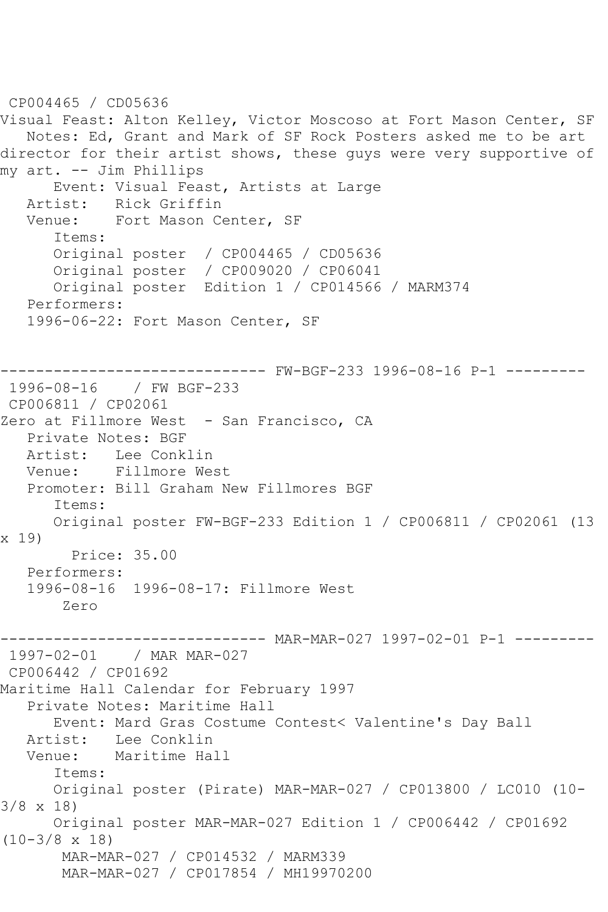CP004465 / CD05636
Visual Feast: Alton Kelley, Victor Moscoso at Fort Mason Center, SF
Notes: Ed, Grant and Mark of SF Rock Posters asked me to be art director for their artist shows, these guys were very supportive of my art. -- Jim Phillips
Event: Visual Feast, Artists at Large
Artist: Rick Griffin
Venue: Fort Mason Center, SF
Items:
Original poster / CP004465 / CD05636
Original poster / CP009020 / CP06041
Original poster Edition 1 / CP014566 / MARM374
Performers:
1996-06-22: Fort Mason Center, SF

------------------------------ FW-BGF-233 1996-08-16 P-1 ---------
1996-08-16 / FW BGF-233
CP006811 / CP02061
Zero at Fillmore West - San Francisco, CA
Private Notes: BGF
Artist: Lee Conklin
Venue: Fillmore West
Promoter: Bill Graham New Fillmores BGF
Items:
Original poster FW-BGF-233 Edition 1 / CP006811 / CP02061 (13 x 19)
Price: 35.00
Performers:
1996-08-16 1996-08-17: Fillmore West
Zero

------------------------------ MAR-MAR-027 1997-02-01 P-1 ---------
1997-02-01 / MAR MAR-027
CP006442 / CP01692
Maritime Hall Calendar for February 1997
Private Notes: Maritime Hall
Event: Mard Gras Costume Contest< Valentine's Day Ball
Artist: Lee Conklin
Venue: Maritime Hall
Items:
Original poster (Pirate) MAR-MAR-027 / CP013800 / LC010 (10-3/8 x 18)
Original poster MAR-MAR-027 Edition 1 / CP006442 / CP01692 (10-3/8 x 18)
MAR-MAR-027 / CP014532 / MARM339
MAR-MAR-027 / CP017854 / MH19970200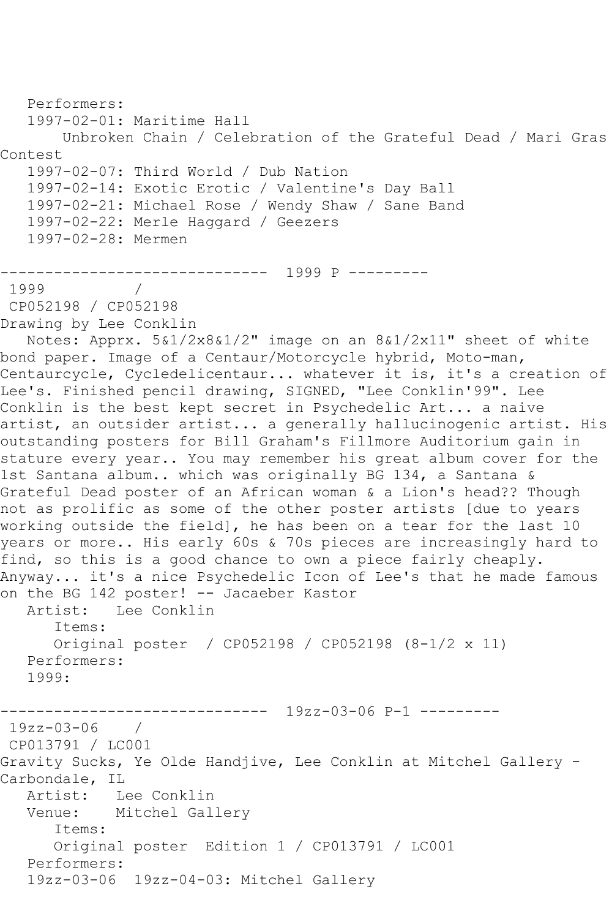Performers:
1997-02-01: Maritime Hall
    Unbroken Chain / Celebration of the Grateful Dead / Mari Gras Contest
1997-02-07: Third World / Dub Nation
1997-02-14: Exotic Erotic / Valentine's Day Ball
1997-02-21: Michael Rose / Wendy Shaw / Sane Band
1997-02-22: Merle Haggard / Geezers
1997-02-28: Mermen

------------------------------ 1999 P ---------

1999 /
CP052198 / CP052198
Drawing by Lee Conklin
   Notes: Apprx. 5&1/2x8&1/2" image on an 8&1/2x11" sheet of white bond paper. Image of a Centaur/Motorcycle hybrid, Moto-man, Centaurcycle, Cycledelicentaur... whatever it is, it's a creation of Lee's. Finished pencil drawing, SIGNED, "Lee Conklin'99". Lee Conklin is the best kept secret in Psychedelic Art... a naive artist, an outsider artist... a generally hallucinogenic artist. His outstanding posters for Bill Graham's Fillmore Auditorium gain in stature every year.. You may remember his great album cover for the 1st Santana album.. which was originally BG 134, a Santana & Grateful Dead poster of an African woman & a Lion's head?? Though not as prolific as some of the other poster artists [due to years working outside the field], he has been on a tear for the last 10 years or more.. His early 60s & 70s pieces are increasingly hard to find, so this is a good chance to own a piece fairly cheaply. Anyway... it's a nice Psychedelic Icon of Lee's that he made famous on the BG 142 poster! -- Jacaeber Kastor
   Artist: Lee Conklin
      Items:
      Original poster / CP052198 / CP052198 (8-1/2 x 11)
   Performers:
   1999:

------------------------------ 19zz-03-06 P-1 ---------

19zz-03-06 /
CP013791 / LC001
Gravity Sucks, Ye Olde Handjive, Lee Conklin at Mitchel Gallery - Carbondale, IL
   Artist: Lee Conklin
   Venue: Mitchel Gallery
      Items:
      Original poster Edition 1 / CP013791 / LC001
   Performers:
   19zz-03-06 19zz-04-03: Mitchel Gallery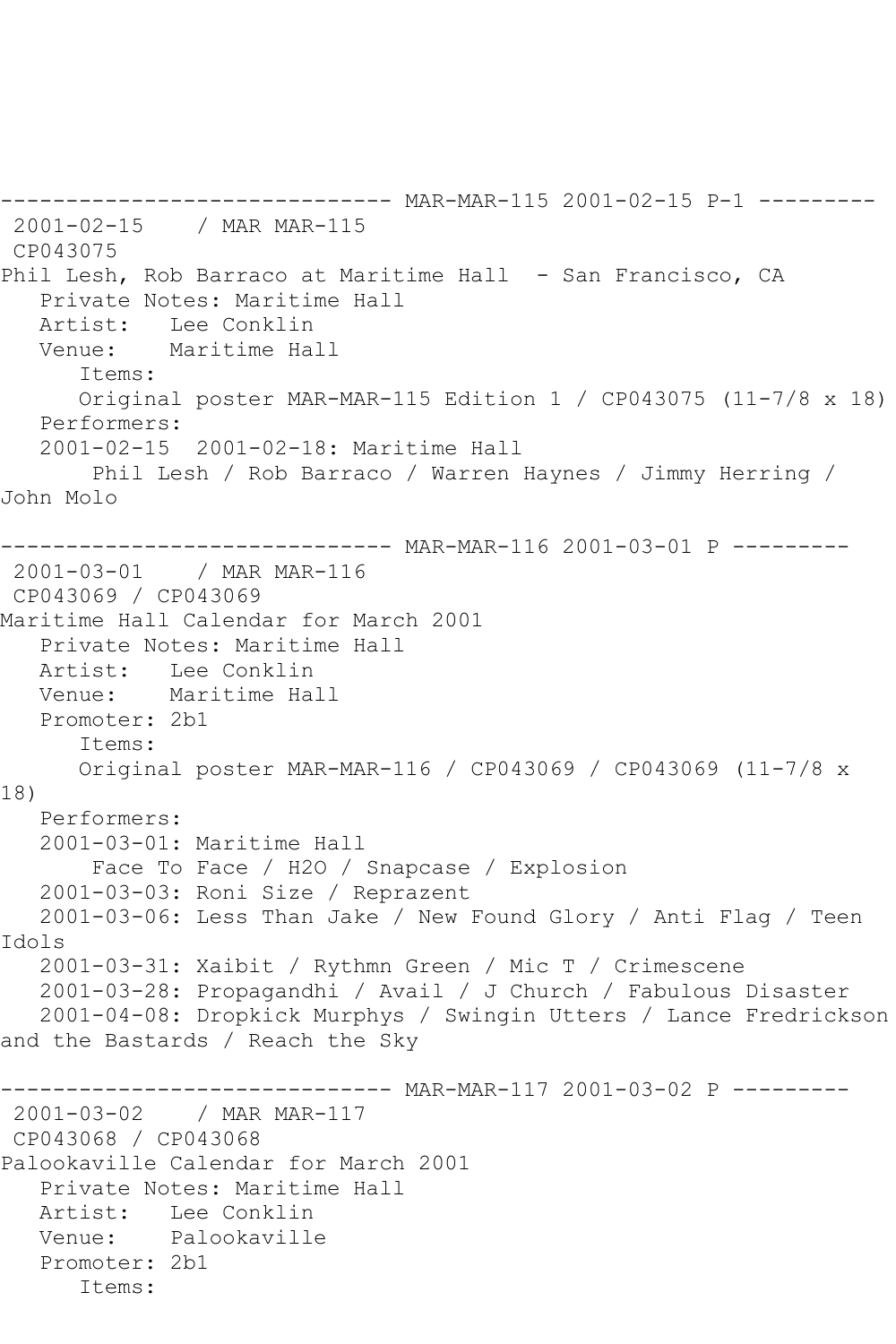------------------------------ MAR-MAR-115 2001-02-15 P-1 ---------

2001-02-15 / MAR MAR-115

CP043075

Phil Lesh, Rob Barraco at Maritime Hall - San Francisco, CA

Private Notes: Maritime Hall

Artist: Lee Conklin

Venue: Maritime Hall

Items:

Original poster MAR-MAR-115 Edition 1 / CP043075 (11-7/8 x 18)

Performers:

2001-02-15 2001-02-18: Maritime Hall

Phil Lesh / Rob Barraco / Warren Haynes / Jimmy Herring / John Molo

------------------------------ MAR-MAR-116 2001-03-01 P ---------

2001-03-01 / MAR MAR-116

CP043069 / CP043069

Maritime Hall Calendar for March 2001

Private Notes: Maritime Hall

Artist: Lee Conklin

Venue: Maritime Hall

Promoter: 2b1

Items:

Original poster MAR-MAR-116 / CP043069 / CP043069 (11-7/8 x 18)

Performers:

2001-03-01: Maritime Hall

Face To Face / H2O / Snapcase / Explosion

2001-03-03: Roni Size / Reprazent

2001-03-06: Less Than Jake / New Found Glory / Anti Flag / Teen Idols

2001-03-31: Xaibit / Rythmn Green / Mic T / Crimescene

2001-03-28: Propagandhi / Avail / J Church / Fabulous Disaster

2001-04-08: Dropkick Murphys / Swingin Utters / Lance Fredrickson and the Bastards / Reach the Sky

------------------------------ MAR-MAR-117 2001-03-02 P ---------

2001-03-02 / MAR MAR-117

CP043068 / CP043068

Palookaville Calendar for March 2001

Private Notes: Maritime Hall

Artist: Lee Conklin

Venue: Palookaville

Promoter: 2b1

Items: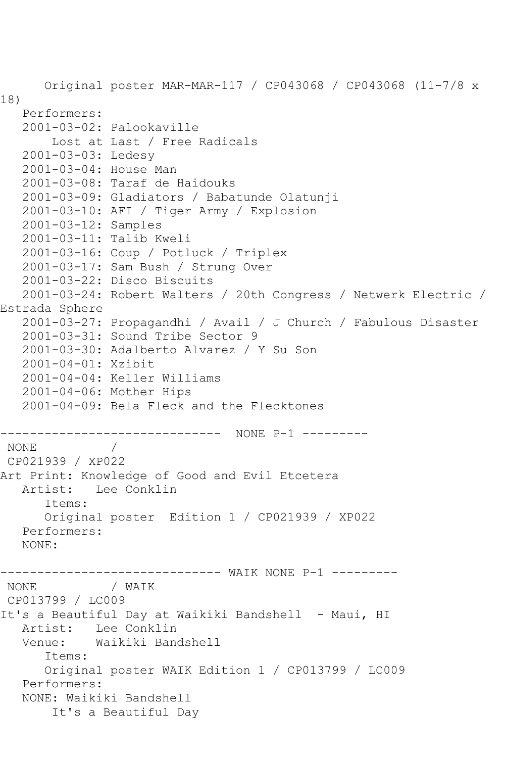Original poster MAR-MAR-117 / CP043068 / CP043068 (11-7/8 x 18)

Performers:

2001-03-02: Palookaville
Lost at Last / Free Radicals
2001-03-03: Ledesy
2001-03-04: House Man
2001-03-08: Taraf de Haidouks
2001-03-09: Gladiators / Babatunde Olatunji
2001-03-10: AFI / Tiger Army / Explosion
2001-03-12: Samples
2001-03-11: Talib Kweli
2001-03-16: Coup / Potluck / Triplex
2001-03-17: Sam Bush / Strung Over
2001-03-22: Disco Biscuits
2001-03-24: Robert Walters / 20th Congress / Netwerk Electric / Estrada Sphere
2001-03-27: Propagandhi / Avail / J Church / Fabulous Disaster
2001-03-31: Sound Tribe Sector 9
2001-03-30: Adalberto Alvarez / Y Su Son
2001-04-01: Xzibit
2001-04-04: Keller Williams
2001-04-06: Mother Hips
2001-04-09: Bela Fleck and the Flecktones

------------------------------ NONE P-1 ---------

NONE /
CP021939 / XP022
Art Print: Knowledge of Good and Evil Etcetera
Artist: Lee Conklin
Items:
Original poster Edition 1 / CP021939 / XP022
Performers:
NONE:

------------------------------ WAIK NONE P-1 ---------

NONE / WAIK
CP013799 / LC009
It's a Beautiful Day at Waikiki Bandshell - Maui, HI
Artist: Lee Conklin
Venue: Waikiki Bandshell
Items:
Original poster WAIK Edition 1 / CP013799 / LC009
Performers:
NONE: Waikiki Bandshell
It's a Beautiful Day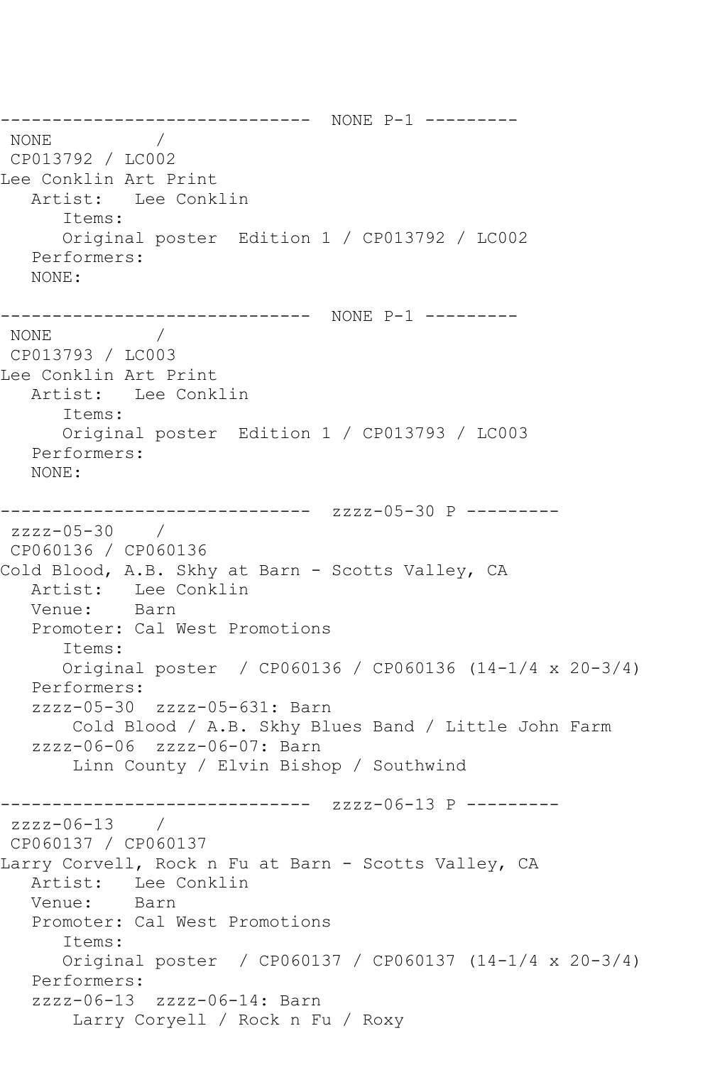```
------------------------------  NONE P-1 ---------
 NONE          /
 CP013792 / LC002
Lee Conklin Art Print
   Artist:   Lee Conklin
      Items:
      Original poster  Edition 1 / CP013792 / LC002
   Performers:
   NONE:

------------------------------  NONE P-1 ---------
 NONE          /
 CP013793 / LC003
Lee Conklin Art Print
   Artist:   Lee Conklin
      Items:
      Original poster  Edition 1 / CP013793 / LC003
   Performers:
   NONE:

------------------------------  zzzz-05-30 P ---------
 zzzz-05-30    /
 CP060136 / CP060136
Cold Blood, A.B. Skhy at Barn - Scotts Valley, CA
   Artist:   Lee Conklin
   Venue:    Barn
   Promoter: Cal West Promotions
      Items:
      Original poster  / CP060136 / CP060136 (14-1/4 x 20-3/4)
   Performers:
   zzzz-05-30  zzzz-05-631: Barn
       Cold Blood / A.B. Skhy Blues Band / Little John Farm
   zzzz-06-06  zzzz-06-07: Barn
       Linn County / Elvin Bishop / Southwind

------------------------------  zzzz-06-13 P ---------
 zzzz-06-13    /
 CP060137 / CP060137
Larry Corvell, Rock n Fu at Barn - Scotts Valley, CA
   Artist:   Lee Conklin
   Venue:    Barn
   Promoter: Cal West Promotions
      Items:
      Original poster  / CP060137 / CP060137 (14-1/4 x 20-3/4)
   Performers:
   zzzz-06-13  zzzz-06-14: Barn
       Larry Coryell / Rock n Fu / Roxy
```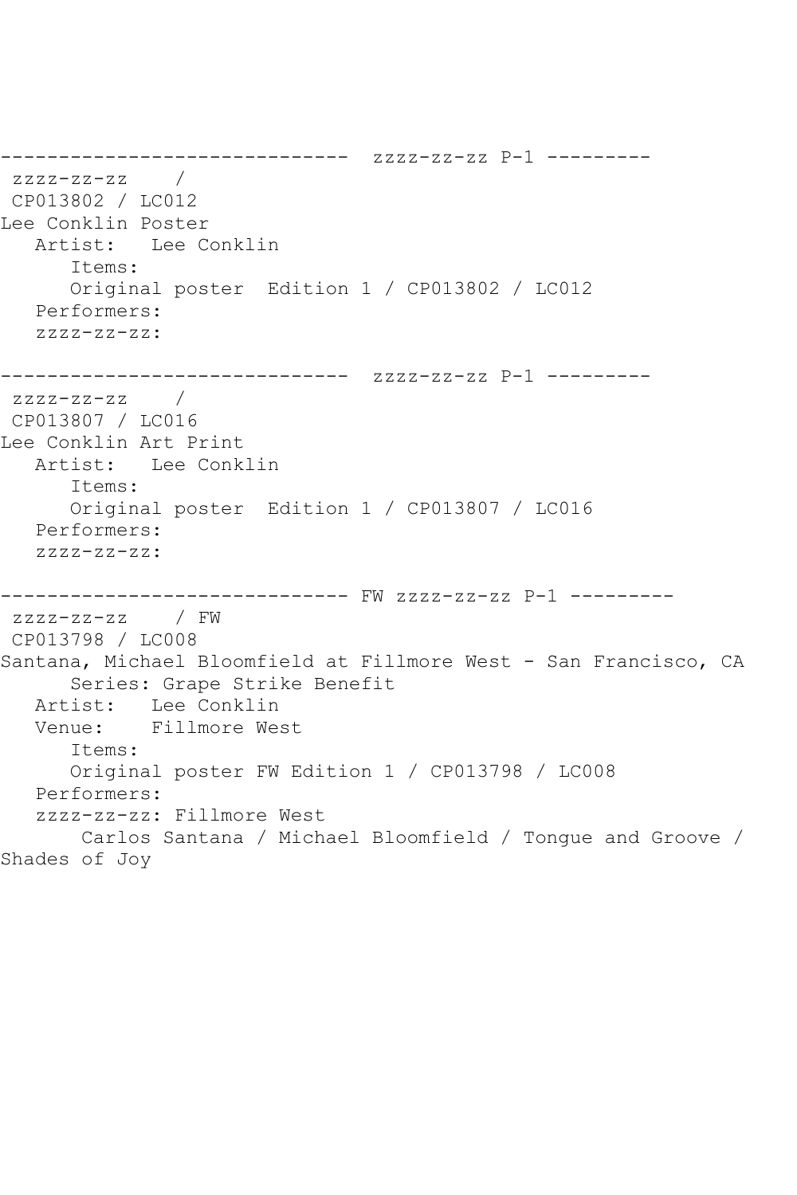------------------------------  zzzz-zz-zz P-1 ---------
 zzzz-zz-zz    /
 CP013802 / LC012
Lee Conklin Poster
   Artist:   Lee Conklin
      Items:
      Original poster  Edition 1 / CP013802 / LC012
   Performers:
   zzzz-zz-zz:

------------------------------  zzzz-zz-zz P-1 ---------
 zzzz-zz-zz    /
 CP013807 / LC016
Lee Conklin Art Print
   Artist:   Lee Conklin
      Items:
      Original poster  Edition 1 / CP013807 / LC016
   Performers:
   zzzz-zz-zz:

------------------------------ FW zzzz-zz-zz P-1 ---------
 zzzz-zz-zz    / FW
 CP013798 / LC008
Santana, Michael Bloomfield at Fillmore West - San Francisco, CA
      Series: Grape Strike Benefit
   Artist:   Lee Conklin
   Venue:    Fillmore West
      Items:
      Original poster FW Edition 1 / CP013798 / LC008
   Performers:
   zzzz-zz-zz: Fillmore West
       Carlos Santana / Michael Bloomfield / Tongue and Groove /
Shades of Joy